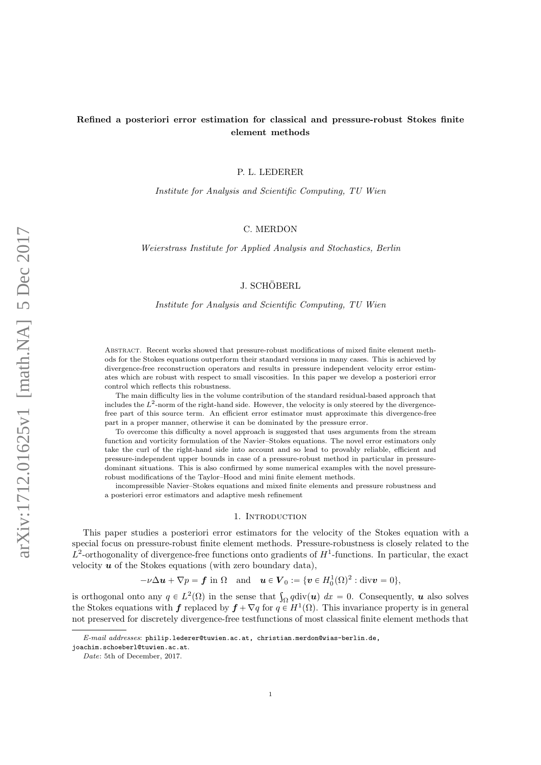# Refined a posteriori error estimation for classical and pressure-robust Stokes finite element methods

P. L. LEDERER

*Institute for Analysis and Scientific Computing, TU Wien*

C. MERDON

*Weierstrass Institute for Applied Analysis and Stochastics, Berlin*

J. SCHÖBERL

*Institute for Analysis and Scientific Computing, TU Wien*

Abstract. Recent works showed that pressure-robust modifications of mixed finite element methods for the Stokes equations outperform their standard versions in many cases. This is achieved by divergence-free reconstruction operators and results in pressure independent velocity error estimates which are robust with respect to small viscosities. In this paper we develop a posteriori error control which reflects this robustness.

The main difficulty lies in the volume contribution of the standard residual-based approach that includes the $L^2$-norm of the right-hand side. However, the velocity is only steered by the divergence-free part of this source term. An efficient error estimator must approximate this divergence-free part in a proper manner, otherwise it can be dominated by the pressure error.

To overcome this difficulty a novel approach is suggested that uses arguments from the stream function and vorticity formulation of the Navier–Stokes equations. The novel error estimators only take the curl of the right-hand side into account and so lead to provably reliable, efficient and pressure-independent upper bounds in case of a pressure-robust method in particular in pressure-dominant situations. This is also confirmed by some numerical examples with the novel pressure-robust modifications of the Taylor–Hood and mini finite element methods.

incompressible Navier–Stokes equations and mixed finite elements and pressure robustness and a posteriori error estimators and adaptive mesh refinement

## 1. Introduction

This paper studies a posteriori error estimators for the velocity of the Stokes equation with a special focus on pressure-robust finite element methods. Pressure-robustness is closely related to the $L^2$-orthogonality of divergence-free functions onto gradients of $H^1$-functions. In particular, the exact velocity $\boldsymbol{u}$ of the Stokes equations (with zero boundary data),

$$-\nu\Delta\boldsymbol{u} + \nabla p = \boldsymbol{f} \text{ in } \Omega \quad \text{and} \quad \boldsymbol{u} \in \boldsymbol{V}_0 := \{\boldsymbol{v} \in H^1_0(\Omega)^2 : \operatorname{div}\boldsymbol{v} = 0\},$$

is orthogonal onto any $q \in L^2(\Omega)$ in the sense that $\int_\Omega q \operatorname{div}(\boldsymbol{u})\, dx = 0$. Consequently, $\boldsymbol{u}$ also solves the Stokes equations with $\boldsymbol{f}$ replaced by $\boldsymbol{f} + \nabla q$ for $q \in H^1(\Omega)$. This invariance property is in general not preserved for discretely divergence-free testfunctions of most classical finite element methods that

*E-mail addresses*: philip.lederer@tuwien.ac.at, christian.merdon@wias-berlin.de, joachim.schoeberl@tuwien.ac.at.

*Date*: 5th of December, 2017.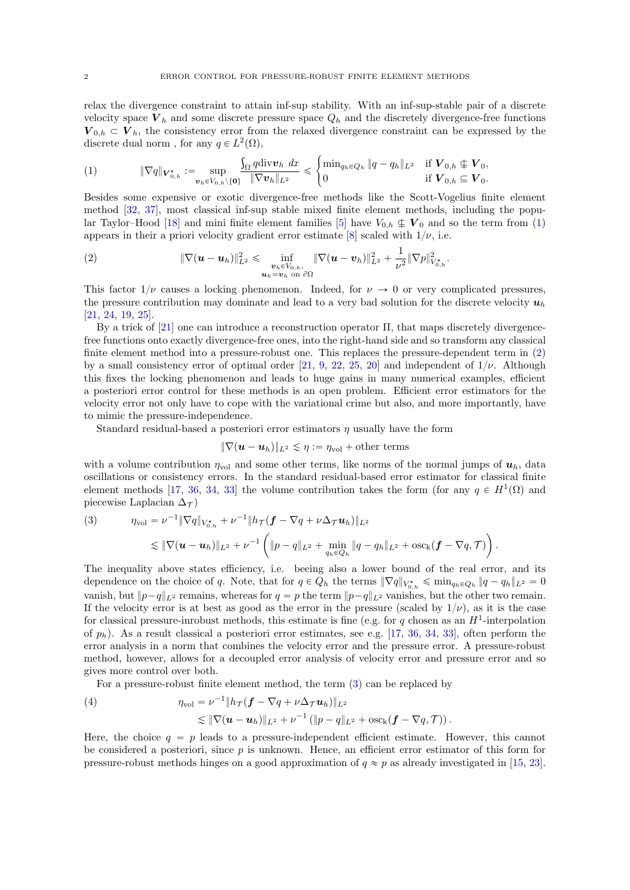relax the divergence constraint to attain inf-sup stability. With an inf-sup-stable pair of a discrete velocity space $\boldsymbol{V}_h$ and some discrete pressure space $Q_h$ and the discretely divergence-free functions $\boldsymbol{V}_{0,h} \subset \boldsymbol{V}_h$, the consistency error from the relaxed divergence constraint can be expressed by the discrete dual norm , for any $q \in L^2(\Omega)$,

$$
\|\nabla q\|_{\boldsymbol{V}_{0,h}^\star} := \sup_{\boldsymbol{v}_h \in V_{0,h}\setminus\{\boldsymbol{0}\}} \frac{\int_\Omega q \operatorname{div} \boldsymbol{v}_h \, dx}{\|\nabla \boldsymbol{v}_h\|_{L^2}} \leqslant \begin{cases} \min_{q_h \in Q_h} \|q - q_h\|_{L^2} & \text{if } \boldsymbol{V}_{0,h} \nsubseteq \boldsymbol{V}_0, \\ 0 & \text{if } \boldsymbol{V}_{0,h} \subseteq \boldsymbol{V}_0. \end{cases} \tag{1}
$$

Besides some expensive or exotic divergence-free methods like the Scott-Vogelius finite element method [32, 37], most classical inf-sup stable mixed finite element methods, including the popular Taylor–Hood [18] and mini finite element families [5] have $V_{0,h} \nsubseteq \boldsymbol{V}_0$ and so the term from (1) appears in their a priori velocity gradient error estimate [8] scaled with $1/\nu$, i.e.

$$
\|\nabla(\boldsymbol{u} - \boldsymbol{u}_h)\|_{L^2}^2 \leqslant \inf_{\substack{\boldsymbol{v}_h \in V_{0,h},\\ \boldsymbol{u}_h = \boldsymbol{v}_h \text{ on } \partial\Omega}} \|\nabla(\boldsymbol{u} - \boldsymbol{v}_h)\|_{L^2}^2 + \frac{1}{\nu^2}\|\nabla p\|_{V_{0,h}^\star}^2. \tag{2}
$$

This factor $1/\nu$ causes a locking phenomenon. Indeed, for $\nu \to 0$ or very complicated pressures, the pressure contribution may dominate and lead to a very bad solution for the discrete velocity $\boldsymbol{u}_h$ [21, 24, 19, 25].

By a trick of [21] one can introduce a reconstruction operator $\Pi$, that maps discretely divergence-free functions onto exactly divergence-free ones, into the right-hand side and so transform any classical finite element method into a pressure-robust one. This replaces the pressure-dependent term in (2) by a small consistency error of optimal order [21, 9, 22, 25, 20] and independent of $1/\nu$. Although this fixes the locking phenomenon and leads to huge gains in many numerical examples, efficient a posteriori error control for these methods is an open problem. Efficient error estimators for the velocity error not only have to cope with the variational crime but also, and more importantly, have to mimic the pressure-independence.

Standard residual-based a posteriori error estimators $\eta$ usually have the form

$$
\|\nabla(\boldsymbol{u} - \boldsymbol{u}_h)\|_{L^2} \lesssim \eta := \eta_{\text{vol}} + \text{other terms}
$$

with a volume contribution $\eta_{\text{vol}}$ and some other terms, like norms of the normal jumps of $\boldsymbol{u}_h$, data oscillations or consistency errors. In the standard residual-based error estimator for classical finite element methods [17, 36, 34, 33] the volume contribution takes the form (for any $q \in H^1(\Omega)$ and piecewise Laplacian $\Delta_{\mathcal{T}}$)

$$
\begin{aligned}
\eta_{\text{vol}} &= \nu^{-1}\|\nabla q\|_{V_{0,h}^\star} + \nu^{-1}\|h_{\mathcal{T}}(\boldsymbol{f} - \nabla q + \nu\Delta_{\mathcal{T}}\boldsymbol{u}_h)\|_{L^2} \\
&\lesssim \|\nabla(\boldsymbol{u} - \boldsymbol{u}_h)\|_{L^2} + \nu^{-1}\left(\|p - q\|_{L^2} + \min_{q_h \in Q_h}\|q - q_h\|_{L^2} + \operatorname{osc}_k(\boldsymbol{f} - \nabla q, \mathcal{T})\right).
\end{aligned} \tag{3}
$$

The inequality above states efficiency, i.e. beeing also a lower bound of the real error, and its dependence on the choice of $q$. Note, that for $q \in Q_h$ the terms $\|\nabla q\|_{V_{0,h}^\star} \leqslant \min_{q_h \in Q_h}\|q - q_h\|_{L^2} = 0$ vanish, but $\|p-q\|_{L^2}$ remains, whereas for $q = p$ the term $\|p-q\|_{L^2}$ vanishes, but the other two remain. If the velocity error is at best as good as the error in the pressure (scaled by $1/\nu$), as it is the case for classical pressure-inrobust methods, this estimate is fine (e.g. for $q$ chosen as an $H^1$-interpolation of $p_h$). As a result classical a posteriori error estimates, see e.g. [17, 36, 34, 33], often perform the error analysis in a norm that combines the velocity error and the pressure error. A pressure-robust method, however, allows for a decoupled error analysis of velocity error and pressure error and so gives more control over both.

For a pressure-robust finite element method, the term (3) can be replaced by

$$
\begin{aligned}
\eta_{\text{vol}} &= \nu^{-1}\|h_{\mathcal{T}}(\boldsymbol{f} - \nabla q + \nu\Delta_{\mathcal{T}}\boldsymbol{u}_h)\|_{L^2} \\
&\lesssim \|\nabla(\boldsymbol{u} - \boldsymbol{u}_h)\|_{L^2} + \nu^{-1}\left(\|p - q\|_{L^2} + \operatorname{osc}_k(\boldsymbol{f} - \nabla q, \mathcal{T})\right).
\end{aligned} \tag{4}
$$

Here, the choice $q = p$ leads to a pressure-independent efficient estimate. However, this cannot be considered a posteriori, since $p$ is unknown. Hence, an efficient error estimator of this form for pressure-robust methods hinges on a good approximation of $q \approx p$ as already investigated in [15, 23].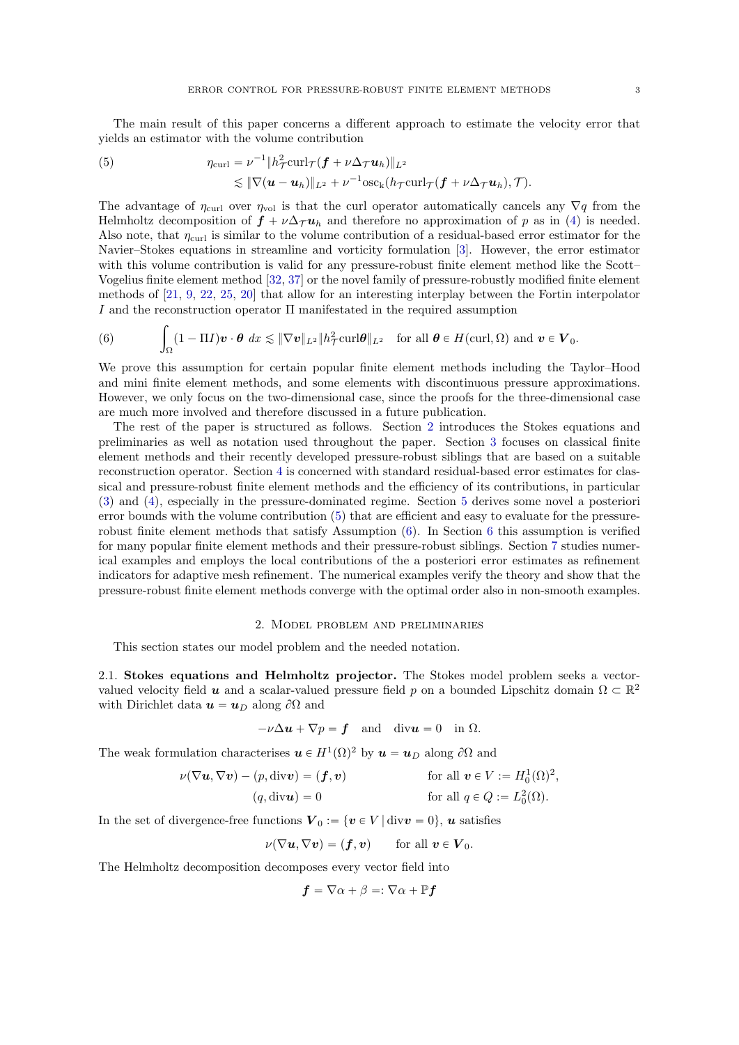The main result of this paper concerns a different approach to estimate the velocity error that yields an estimator with the volume contribution

$$
\begin{aligned}
(5) \qquad \eta_{\mathrm{curl}} &= \nu^{-1} \| h_{\mathcal{T}}^2 \mathrm{curl}_{\mathcal{T}} (\boldsymbol{f} + \nu \Delta_{\mathcal{T}} \boldsymbol{u}_h) \|_{L^2} \\
&\lesssim \| \nabla (\boldsymbol{u} - \boldsymbol{u}_h) \|_{L^2} + \nu^{-1} \mathrm{osc}_k (h_{\mathcal{T}} \mathrm{curl}_{\mathcal{T}} (\boldsymbol{f} + \nu \Delta_{\mathcal{T}} \boldsymbol{u}_h), \mathcal{T}).
\end{aligned}
$$

The advantage of $\eta_{\mathrm{curl}}$ over $\eta_{\mathrm{vol}}$ is that the curl operator automatically cancels any $\nabla q$ from the Helmholtz decomposition of $\boldsymbol{f} + \nu \Delta_{\mathcal{T}} \boldsymbol{u}_h$ and therefore no approximation of $p$ as in (4) is needed. Also note, that $\eta_{\mathrm{curl}}$ is similar to the volume contribution of a residual-based error estimator for the Navier–Stokes equations in streamline and vorticity formulation [3]. However, the error estimator with this volume contribution is valid for any pressure-robust finite element method like the Scott–Vogelius finite element method [32, 37] or the novel family of pressure-robustly modified finite element methods of [21, 9, 22, 25, 20] that allow for an interesting interplay between the Fortin interpolator $I$ and the reconstruction operator $\Pi$ manifestated in the required assumption

$$
(6) \qquad \int_\Omega (1 - \Pi I) \boldsymbol{v} \cdot \boldsymbol{\theta} \; dx \lesssim \| \nabla \boldsymbol{v} \|_{L^2} \| h_{\mathcal{T}}^2 \mathrm{curl} \boldsymbol{\theta} \|_{L^2} \quad \text{for all } \boldsymbol{\theta} \in H(\mathrm{curl}, \Omega) \text{ and } \boldsymbol{v} \in \boldsymbol{V}_0.
$$

We prove this assumption for certain popular finite element methods including the Taylor–Hood and mini finite element methods, and some elements with discontinuous pressure approximations. However, we only focus on the two-dimensional case, since the proofs for the three-dimensional case are much more involved and therefore discussed in a future publication.

The rest of the paper is structured as follows. Section 2 introduces the Stokes equations and preliminaries as well as notation used throughout the paper. Section 3 focuses on classical finite element methods and their recently developed pressure-robust siblings that are based on a suitable reconstruction operator. Section 4 is concerned with standard residual-based error estimates for classical and pressure-robust finite element methods and the efficiency of its contributions, in particular (3) and (4), especially in the pressure-dominated regime. Section 5 derives some novel a posteriori error bounds with the volume contribution (5) that are efficient and easy to evaluate for the pressure-robust finite element methods that satisfy Assumption (6). In Section 6 this assumption is verified for many popular finite element methods and their pressure-robust siblings. Section 7 studies numerical examples and employs the local contributions of the a posteriori error estimates as refinement indicators for adaptive mesh refinement. The numerical examples verify the theory and show that the pressure-robust finite element methods converge with the optimal order also in non-smooth examples.

## 2. Model problem and preliminaries

This section states our model problem and the needed notation.

2.1. **Stokes equations and Helmholtz projector.** The Stokes model problem seeks a vector-valued velocity field $\boldsymbol{u}$ and a scalar-valued pressure field $p$ on a bounded Lipschitz domain $\Omega \subset \mathbb{R}^2$ with Dirichlet data $\boldsymbol{u} = \boldsymbol{u}_D$ along $\partial\Omega$ and

$$
-\nu \Delta \boldsymbol{u} + \nabla p = \boldsymbol{f} \quad \text{and} \quad \mathrm{div} \boldsymbol{u} = 0 \quad \text{in } \Omega.
$$

The weak formulation characterises $\boldsymbol{u} \in H^1(\Omega)^2$ by $\boldsymbol{u} = \boldsymbol{u}_D$ along $\partial\Omega$ and

$$
\begin{aligned}
\nu (\nabla \boldsymbol{u}, \nabla \boldsymbol{v}) - (p, \mathrm{div} \boldsymbol{v}) &= (\boldsymbol{f}, \boldsymbol{v}) && \text{for all } \boldsymbol{v} \in V := H^1_0(\Omega)^2, \\
(q, \mathrm{div} \boldsymbol{u}) &= 0 && \text{for all } q \in Q := L^2_0(\Omega).
\end{aligned}
$$

In the set of divergence-free functions $\boldsymbol{V}_0 := \{ \boldsymbol{v} \in V \,|\, \mathrm{div} \boldsymbol{v} = 0 \}$, $\boldsymbol{u}$ satisfies

$$
\nu (\nabla \boldsymbol{u}, \nabla \boldsymbol{v}) = (\boldsymbol{f}, \boldsymbol{v}) \qquad \text{for all } \boldsymbol{v} \in \boldsymbol{V}_0.
$$

The Helmholtz decomposition decomposes every vector field into

$$
\boldsymbol{f} = \nabla \alpha + \beta =: \nabla \alpha + \mathbb{P} \boldsymbol{f}
$$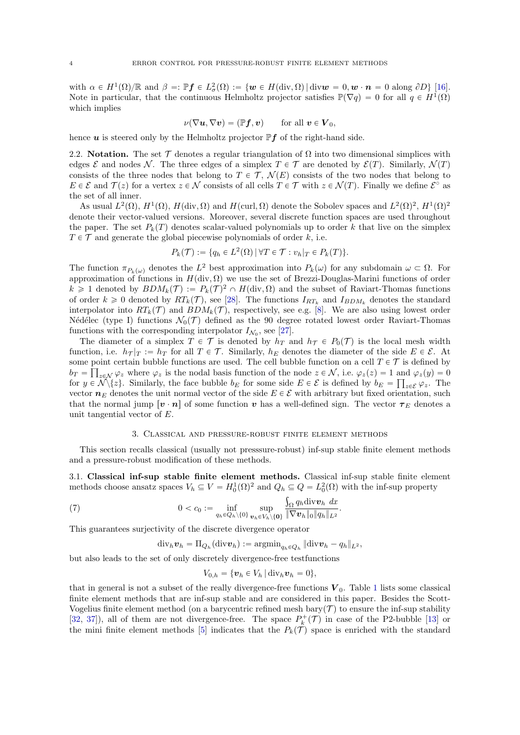with $\alpha \in H^1(\Omega)/\mathbb{R}$ and $\beta =: \mathbb{P}\boldsymbol{f} \in L^2_\sigma(\Omega) := \{\boldsymbol{w} \in H(\mathrm{div}, \Omega) \,|\, \mathrm{div}\boldsymbol{w} = 0, \boldsymbol{w} \cdot \boldsymbol{n} = 0 \text{ along } \partial D\}$ [16]. Note in particular, that the continuous Helmholtz projector satisfies $\mathbb{P}(\nabla q) = 0$ for all $q \in H^1(\Omega)$ which implies

$$\nu(\nabla \boldsymbol{u}, \nabla \boldsymbol{v}) = (\mathbb{P}\boldsymbol{f}, \boldsymbol{v}) \qquad \text{for all } \boldsymbol{v} \in \boldsymbol{V}_0,$$

hence $\boldsymbol{u}$ is steered only by the Helmholtz projector $\mathbb{P}\boldsymbol{f}$ of the right-hand side.

2.2. **Notation.** The set $\mathcal{T}$ denotes a regular triangulation of $\Omega$ into two dimensional simplices with edges $\mathcal{E}$ and nodes $\mathcal{N}$. The three edges of a simplex $T \in \mathcal{T}$ are denoted by $\mathcal{E}(T)$. Similarly, $\mathcal{N}(T)$ consists of the three nodes that belong to $T \in \mathcal{T}$, $\mathcal{N}(E)$ consists of the two nodes that belong to $E \in \mathcal{E}$ and $\mathcal{T}(z)$ for a vertex $z \in \mathcal{N}$ consists of all cells $T \in \mathcal{T}$ with $z \in \mathcal{N}(T)$. Finally we define $\mathcal{E}^\circ$ as the set of all inner.

As usual $L^2(\Omega)$, $H^1(\Omega)$, $H(\mathrm{div}, \Omega)$ and $H(\mathrm{curl}, \Omega)$ denote the Sobolev spaces and $L^2(\Omega)^2$, $H^1(\Omega)^2$ denote their vector-valued versions. Moreover, several discrete function spaces are used throughout the paper. The set $P_k(T)$ denotes scalar-valued polynomials up to order $k$ that live on the simplex $T \in \mathcal{T}$ and generate the global piecewise polynomials of order $k$, i.e.

$$P_k(\mathcal{T}) := \{q_h \in L^2(\Omega) \,|\, \forall T \in \mathcal{T} : v_h|_T \in P_k(T)\}.$$

The function $\pi_{P_k(\omega)}$ denotes the $L^2$ best approximation into $P_k(\omega)$ for any subdomain $\omega \subset \Omega$. For approximation of functions in $H(\mathrm{div}, \Omega)$ we use the set of Brezzi-Douglas-Marini functions of order $k \geqslant 1$ denoted by $BDM_k(\mathcal{T}) := P_k(\mathcal{T})^2 \cap H(\mathrm{div}, \Omega)$ and the subset of Raviart-Thomas functions of order $k \geqslant 0$ denoted by $RT_k(\mathcal{T})$, see [28]. The functions $I_{RT_k}$ and $I_{BDM_k}$ denotes the standard interpolator into $RT_k(\mathcal{T})$ and $BDM_k(\mathcal{T})$, respectively, see e.g. [8]. We are also using lowest order Nédélec (type I) functions $\mathcal{N}_0(\mathcal{T})$ defined as the 90 degree rotated lowest order Raviart-Thomas functions with the corresponding interpolator $I_{\mathcal{N}_0}$, see [27].

The diameter of a simplex $T \in \mathcal{T}$ is denoted by $h_T$ and $h_\mathcal{T} \in P_0(\mathcal{T})$ is the local mesh width function, i.e. $h_\mathcal{T}|_T := h_T$ for all $T \in \mathcal{T}$. Similarly, $h_E$ denotes the diameter of the side $E \in \mathcal{E}$. At some point certain bubble functions are used. The cell bubble function on a cell $T \in \mathcal{T}$ is defined by $b_T = \prod_{z \in \mathcal{N}} \varphi_z$ where $\varphi_z$ is the nodal basis function of the node $z \in \mathcal{N}$, i.e. $\varphi_z(z) = 1$ and $\varphi_z(y) = 0$ for $y \in \mathcal{N} \backslash \{z\}$. Similarly, the face bubble $b_E$ for some side $E \in \mathcal{E}$ is defined by $b_E = \prod_{z \in \mathcal{E}} \varphi_z$. The vector $\boldsymbol{n}_E$ denotes the unit normal vector of the side $E \in \mathcal{E}$ with arbitrary but fixed orientation, such that the normal jump $[\boldsymbol{v} \cdot \boldsymbol{n}]$ of some function $\boldsymbol{v}$ has a well-defined sign. The vector $\boldsymbol{\tau}_E$ denotes a unit tangential vector of $E$.

## 3. Classical and pressure-robust finite element methods

This section recalls classical (usually not presssure-robust) inf-sup stable finite element methods and a pressure-robust modification of these methods.

3.1. **Classical inf-sup stable finite element methods.** Classical inf-sup stable finite element methods choose ansatz spaces $V_h \subseteq V = H^1_0(\Omega)^2$ and $Q_h \subseteq Q = L^2_0(\Omega)$ with the inf-sup property

$$0 < c_0 := \inf_{q_h \in Q_h \backslash \{0\}} \sup_{\boldsymbol{v}_h \in V_h \backslash \{\boldsymbol{0}\}} \frac{\int_\Omega q_h \mathrm{div} \boldsymbol{v}_h \; dx}{\|\nabla \boldsymbol{v}_h\|_0 \|q_h\|_{L^2}}. \tag{7}$$

This guarantees surjectivity of the discrete divergence operator

$$\mathrm{div}_h \boldsymbol{v}_h = \Pi_{Q_h}(\mathrm{div} \boldsymbol{v}_h) := \mathrm{argmin}_{q_h \in Q_h} \|\mathrm{div} \boldsymbol{v}_h - q_h\|_{L^2},$$

but also leads to the set of only discretely divergence-free testfunctions

$$V_{0,h} = \{\boldsymbol{v}_h \in V_h \,|\, \mathrm{div}_h \boldsymbol{v}_h = 0\},$$

that in general is not a subset of the really divergence-free functions $\boldsymbol{V}_0$. Table 1 lists some classical finite element methods that are inf-sup stable and are considered in this paper. Besides the Scott-Vogelius finite element method (on a barycentric refined mesh $\mathrm{bary}(\mathcal{T})$ to ensure the inf-sup stability [32, 37]), all of them are not divergence-free. The space $P_k^+(\mathcal{T})$ in case of the P2-bubble [13] or the mini finite element methods [5] indicates that the $P_k(\mathcal{T})$ space is enriched with the standard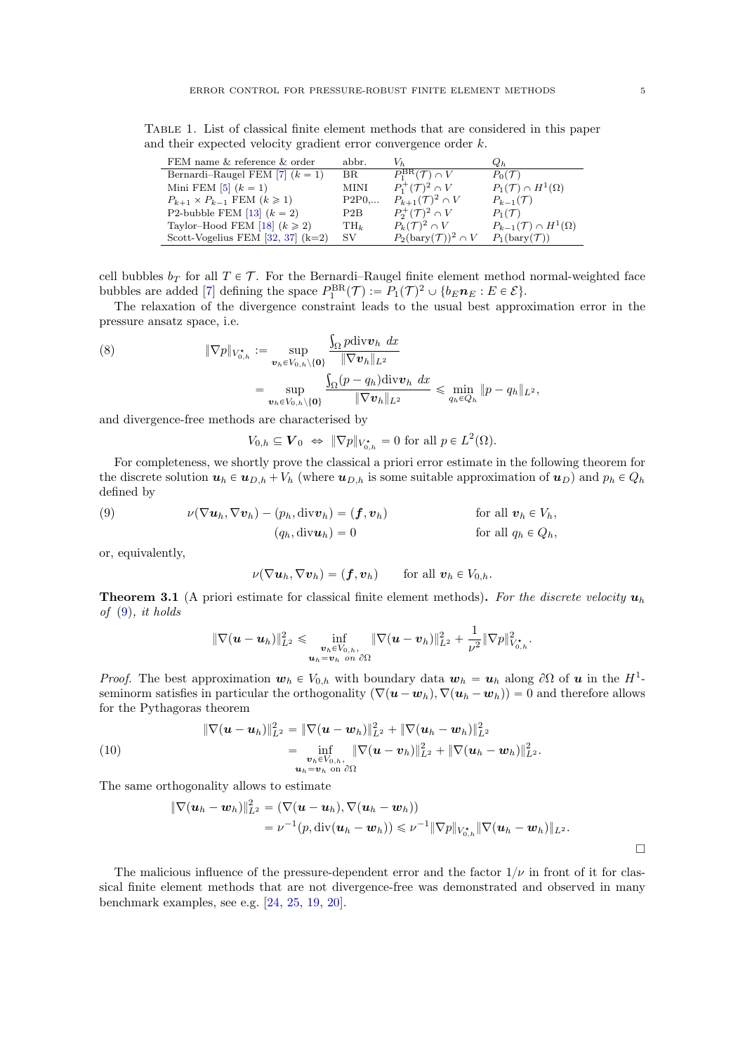Table 1. List of classical finite element methods that are considered in this paper and their expected velocity gradient error convergence order $k$.

| FEM name & reference & order | abbr. | $V_h$ | $Q_h$ |
|---|---|---|---|
| Bernardi–Raugel FEM [7] ($k = 1$) | BR | $P_1^{\mathrm{BR}}(\mathcal{T}) \cap V$ | $P_0(\mathcal{T})$ |
| Mini FEM [5] ($k = 1$) | MINI | $P_1^+(\mathcal{T})^2 \cap V$ | $P_1(\mathcal{T}) \cap H^1(\Omega)$ |
| $P_{k+1} \times P_{k-1}$ FEM ($k \geqslant 1$) | P2P0,... | $P_{k+1}(\mathcal{T})^2 \cap V$ | $P_{k-1}(\mathcal{T})$ |
| P2-bubble FEM [13] ($k = 2$) | P2B | $P_2^+(\mathcal{T})^2 \cap V$ | $P_1(\mathcal{T})$ |
| Taylor–Hood FEM [18] ($k \geqslant 2$) | TH$_k$ | $P_k(\mathcal{T})^2 \cap V$ | $P_{k-1}(\mathcal{T}) \cap H^1(\Omega)$ |
| Scott-Vogelius FEM [32, 37] (k=2) | SV | $P_2(\mathrm{bary}(\mathcal{T}))^2 \cap V$ | $P_1(\mathrm{bary}(\mathcal{T}))$ |

cell bubbles $b_T$ for all $T \in \mathcal{T}$. For the Bernardi–Raugel finite element method normal-weighted face bubbles are added [7] defining the space $P_1^{\mathrm{BR}}(\mathcal{T}) := P_1(\mathcal{T})^2 \cup \{b_E \boldsymbol{n}_E : E \in \mathcal{E}\}$.

The relaxation of the divergence constraint leads to the usual best approximation error in the pressure ansatz space, i.e.

$$
\begin{aligned}
\|\nabla p\|_{V_{0,h}^\star} &:= \sup_{\boldsymbol{v}_h \in V_{0,h} \setminus \{\boldsymbol{0}\}} \frac{\int_\Omega p \operatorname{div} \boldsymbol{v}_h \, dx}{\|\nabla \boldsymbol{v}_h\|_{L^2}} \\
&= \sup_{\boldsymbol{v}_h \in V_{0,h} \setminus \{\boldsymbol{0}\}} \frac{\int_\Omega (p - q_h) \operatorname{div} \boldsymbol{v}_h \, dx}{\|\nabla \boldsymbol{v}_h\|_{L^2}} \leqslant \min_{q_h \in Q_h} \|p - q_h\|_{L^2},
\end{aligned}
\tag{8}
$$

and divergence-free methods are characterised by

$$
V_{0,h} \subseteq \boldsymbol{V}_0 \;\Leftrightarrow\; \|\nabla p\|_{V_{0,h}^\star} = 0 \text{ for all } p \in L^2(\Omega).
$$

For completeness, we shortly prove the classical a priori error estimate in the following theorem for the discrete solution $\boldsymbol{u}_h \in \boldsymbol{u}_{D,h} + V_h$ (where $\boldsymbol{u}_{D,h}$ is some suitable approximation of $\boldsymbol{u}_D$) and $p_h \in Q_h$ defined by

$$
\begin{aligned}
\nu(\nabla \boldsymbol{u}_h, \nabla \boldsymbol{v}_h) - (p_h, \operatorname{div} \boldsymbol{v}_h) &= (\boldsymbol{f}, \boldsymbol{v}_h) \qquad && \text{for all } \boldsymbol{v}_h \in V_h, \\
(q_h, \operatorname{div} \boldsymbol{u}_h) &= 0 && \text{for all } q_h \in Q_h,
\end{aligned}
\tag{9}
$$

or, equivalently,

$$
\nu(\nabla \boldsymbol{u}_h, \nabla \boldsymbol{v}_h) = (\boldsymbol{f}, \boldsymbol{v}_h) \qquad \text{for all } \boldsymbol{v}_h \in V_{0,h}.
$$

**Theorem 3.1** (A priori estimate for classical finite element methods)**.** *For the discrete velocity $\boldsymbol{u}_h$ of* (9)*, it holds*

$$
\|\nabla(\boldsymbol{u} - \boldsymbol{u}_h)\|_{L^2}^2 \leqslant \inf_{\substack{\boldsymbol{v}_h \in V_{0,h},\\ \boldsymbol{u}_h = \boldsymbol{v}_h \text{ on } \partial\Omega}} \|\nabla(\boldsymbol{u} - \boldsymbol{v}_h)\|_{L^2}^2 + \frac{1}{\nu^2} \|\nabla p\|_{V_{0,h}^\star}^2.
$$

*Proof.* The best approximation $\boldsymbol{w}_h \in V_{0,h}$ with boundary data $\boldsymbol{w}_h = \boldsymbol{u}_h$ along $\partial\Omega$ of $\boldsymbol{u}$ in the $H^1$-seminorm satisfies in particular the orthogonality $(\nabla(\boldsymbol{u} - \boldsymbol{w}_h), \nabla(\boldsymbol{u}_h - \boldsymbol{w}_h)) = 0$ and therefore allows for the Pythagoras theorem

$$
\begin{aligned}
\|\nabla(\boldsymbol{u} - \boldsymbol{u}_h)\|_{L^2}^2 &= \|\nabla(\boldsymbol{u} - \boldsymbol{w}_h)\|_{L^2}^2 + \|\nabla(\boldsymbol{u}_h - \boldsymbol{w}_h)\|_{L^2}^2 \\
&= \inf_{\substack{\boldsymbol{v}_h \in V_{0,h},\\ \boldsymbol{u}_h = \boldsymbol{v}_h \text{ on } \partial\Omega}} \|\nabla(\boldsymbol{u} - \boldsymbol{v}_h)\|_{L^2}^2 + \|\nabla(\boldsymbol{u}_h - \boldsymbol{w}_h)\|_{L^2}^2.
\end{aligned}
\tag{10}
$$

The same orthogonality allows to estimate

$$
\begin{aligned}
\|\nabla(\boldsymbol{u}_h - \boldsymbol{w}_h)\|_{L^2}^2 &= (\nabla(\boldsymbol{u} - \boldsymbol{u}_h), \nabla(\boldsymbol{u}_h - \boldsymbol{w}_h)) \\
&= \nu^{-1}(p, \operatorname{div}(\boldsymbol{u}_h - \boldsymbol{w}_h)) \leqslant \nu^{-1} \|\nabla p\|_{V_{0,h}^\star} \|\nabla(\boldsymbol{u}_h - \boldsymbol{w}_h)\|_{L^2}.
\end{aligned}
$$

□

The malicious influence of the pressure-dependent error and the factor $1/\nu$ in front of it for classical finite element methods that are not divergence-free was demonstrated and observed in many benchmark examples, see e.g. [24, 25, 19, 20].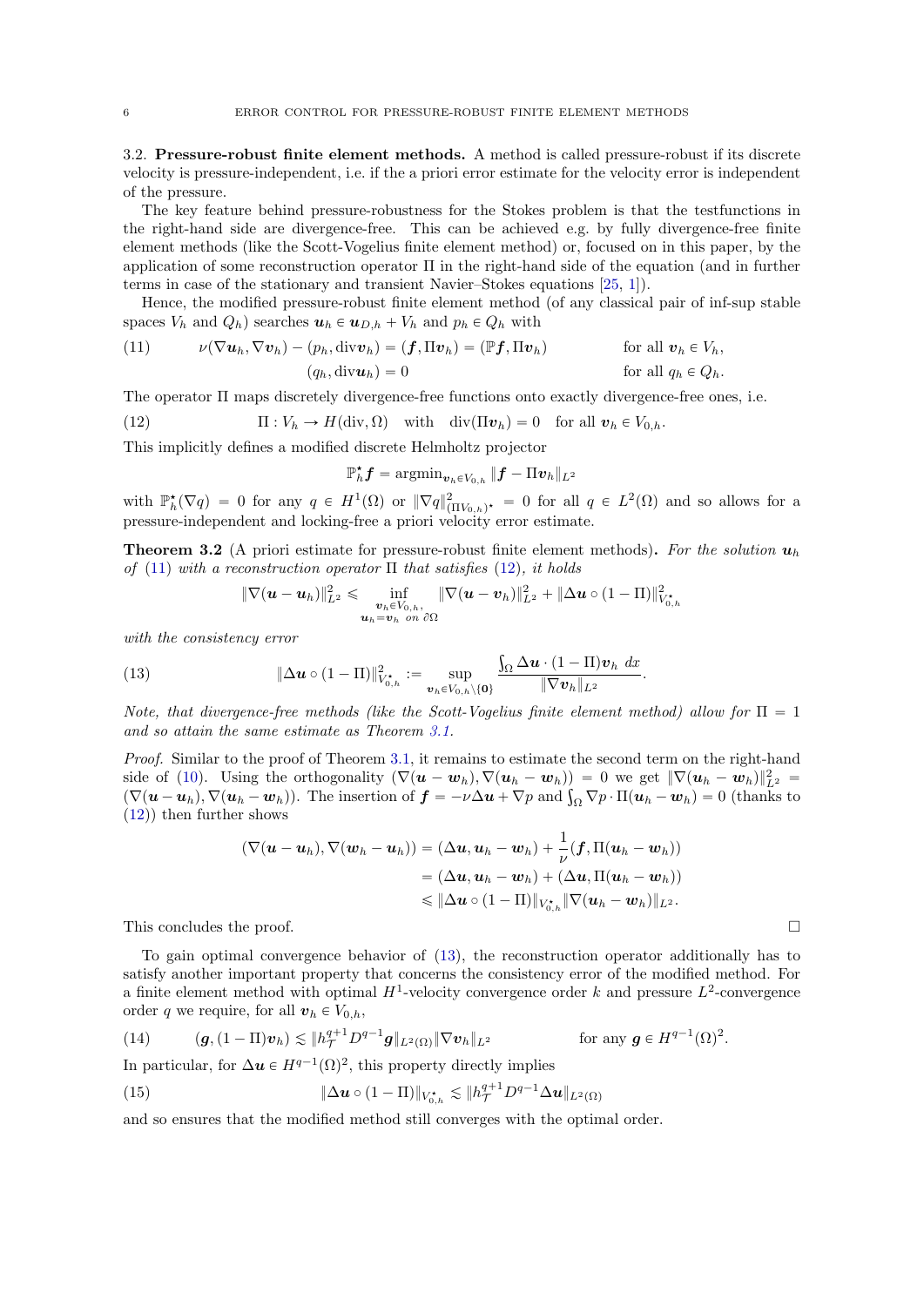### 3.2. Pressure-robust finite element methods.

A method is called pressure-robust if its discrete velocity is pressure-independent, i.e. if the a priori error estimate for the velocity error is independent of the pressure.

The key feature behind pressure-robustness for the Stokes problem is that the testfunctions in the right-hand side are divergence-free. This can be achieved e.g. by fully divergence-free finite element methods (like the Scott-Vogelius finite element method) or, focused on in this paper, by the application of some reconstruction operator $\Pi$ in the right-hand side of the equation (and in further terms in case of the stationary and transient Navier–Stokes equations [25, 1]).

Hence, the modified pressure-robust finite element method (of any classical pair of inf-sup stable spaces $V_h$ and $Q_h$) searches $\boldsymbol{u}_h \in \boldsymbol{u}_{D,h} + V_h$ and $p_h \in Q_h$ with

$$
\begin{aligned}
(11) \qquad \nu(\nabla \boldsymbol{u}_h, \nabla \boldsymbol{v}_h) - (p_h, \operatorname{div} \boldsymbol{v}_h) = (\boldsymbol{f}, \Pi \boldsymbol{v}_h) = (\mathbb{P}\boldsymbol{f}, \Pi \boldsymbol{v}_h) \qquad & \text{for all } \boldsymbol{v}_h \in V_h,\\
(q_h, \operatorname{div} \boldsymbol{u}_h) = 0 \qquad & \text{for all } q_h \in Q_h.
\end{aligned}
$$

The operator $\Pi$ maps discretely divergence-free functions onto exactly divergence-free ones, i.e.

$$
(12) \qquad \Pi : V_h \to H(\operatorname{div}, \Omega) \quad \text{with} \quad \operatorname{div}(\Pi \boldsymbol{v}_h) = 0 \quad \text{for all } \boldsymbol{v}_h \in V_{0,h}.
$$

This implicitly defines a modified discrete Helmholtz projector

$$
\mathbb{P}_h^\star \boldsymbol{f} = \operatorname{argmin}_{\boldsymbol{v}_h \in V_{0,h}} \|\boldsymbol{f} - \Pi \boldsymbol{v}_h\|_{L^2}
$$

with $\mathbb{P}_h^\star(\nabla q) = 0$ for any $q \in H^1(\Omega)$ or $\|\nabla q\|^2_{(\Pi V_{0,h})^\star} = 0$ for all $q \in L^2(\Omega)$ and so allows for a pressure-independent and locking-free a priori velocity error estimate.

**Theorem 3.2** (A priori estimate for pressure-robust finite element methods)**.** *For the solution $\boldsymbol{u}_h$ of (11) with a reconstruction operator $\Pi$ that satisfies (12), it holds*

$$
\|\nabla(\boldsymbol{u} - \boldsymbol{u}_h)\|^2_{L^2} \leqslant \inf_{\substack{\boldsymbol{v}_h \in V_{0,h},\\ \boldsymbol{u}_h = \boldsymbol{v}_h \text{ on } \partial\Omega}} \|\nabla(\boldsymbol{u} - \boldsymbol{v}_h)\|^2_{L^2} + \|\Delta \boldsymbol{u} \circ (1 - \Pi)\|^2_{V^\star_{0,h}}
$$

*with the consistency error*

$$
(13) \qquad \|\Delta \boldsymbol{u} \circ (1 - \Pi)\|^2_{V^\star_{0,h}} := \sup_{\boldsymbol{v}_h \in V_{0,h} \setminus \{\boldsymbol{0}\}} \frac{\int_\Omega \Delta \boldsymbol{u} \cdot (1 - \Pi)\boldsymbol{v}_h \, dx}{\|\nabla \boldsymbol{v}_h\|_{L^2}}.
$$

*Note, that divergence-free methods (like the Scott-Vogelius finite element method) allow for $\Pi = 1$ and so attain the same estimate as Theorem 3.1.*

*Proof.* Similar to the proof of Theorem 3.1, it remains to estimate the second term on the right-hand side of (10). Using the orthogonality $(\nabla(\boldsymbol{u} - \boldsymbol{w}_h), \nabla(\boldsymbol{u}_h - \boldsymbol{w}_h)) = 0$ we get $\|\nabla(\boldsymbol{u}_h - \boldsymbol{w}_h)\|^2_{L^2} = (\nabla(\boldsymbol{u} - \boldsymbol{u}_h), \nabla(\boldsymbol{u}_h - \boldsymbol{w}_h))$. The insertion of $\boldsymbol{f} = -\nu\Delta \boldsymbol{u} + \nabla p$ and $\int_\Omega \nabla p \cdot \Pi(\boldsymbol{u}_h - \boldsymbol{w}_h) = 0$ (thanks to (12)) then further shows

$$
\begin{aligned}
(\nabla(\boldsymbol{u} - \boldsymbol{u}_h), \nabla(\boldsymbol{w}_h - \boldsymbol{u}_h)) &= (\Delta \boldsymbol{u}, \boldsymbol{u}_h - \boldsymbol{w}_h) + \frac{1}{\nu}(\boldsymbol{f}, \Pi(\boldsymbol{u}_h - \boldsymbol{w}_h))\\
&= (\Delta \boldsymbol{u}, \boldsymbol{u}_h - \boldsymbol{w}_h) + (\Delta \boldsymbol{u}, \Pi(\boldsymbol{u}_h - \boldsymbol{w}_h))\\
&\leqslant \|\Delta \boldsymbol{u} \circ (1 - \Pi)\|_{V^\star_{0,h}} \|\nabla(\boldsymbol{u}_h - \boldsymbol{w}_h)\|_{L^2}.
\end{aligned}
$$

This concludes the proof. □

To gain optimal convergence behavior of (13), the reconstruction operator additionally has to satisfy another important property that concerns the consistency error of the modified method. For a finite element method with optimal $H^1$-velocity convergence order $k$ and pressure $L^2$-convergence order $q$ we require, for all $\boldsymbol{v}_h \in V_{0,h}$,

$$
(14) \qquad (\boldsymbol{g}, (1 - \Pi)\boldsymbol{v}_h) \lesssim \|h_{\mathcal{T}}^{q+1} D^{q-1} \boldsymbol{g}\|_{L^2(\Omega)} \|\nabla \boldsymbol{v}_h\|_{L^2} \qquad \text{for any } \boldsymbol{g} \in H^{q-1}(\Omega)^2.
$$

In particular, for $\Delta \boldsymbol{u} \in H^{q-1}(\Omega)^2$, this property directly implies

$$
(15) \qquad \|\Delta \boldsymbol{u} \circ (1 - \Pi)\|_{V^\star_{0,h}} \lesssim \|h_{\mathcal{T}}^{q+1} D^{q-1} \Delta \boldsymbol{u}\|_{L^2(\Omega)}
$$

and so ensures that the modified method still converges with the optimal order.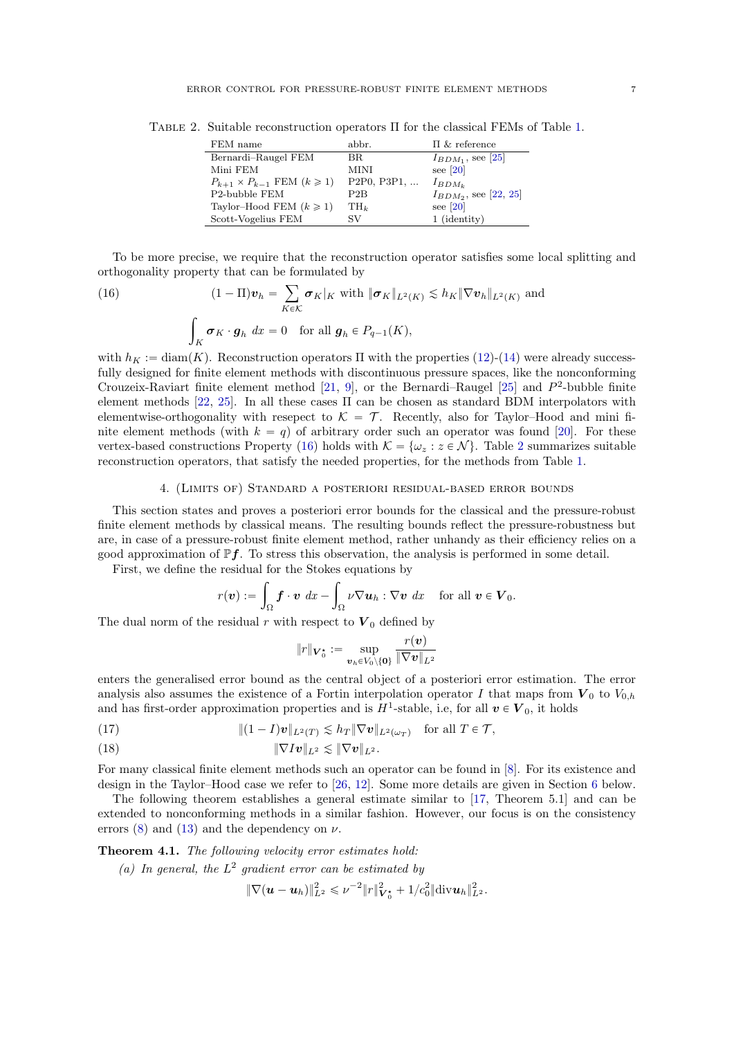TABLE 2. Suitable reconstruction operators $\Pi$ for the classical FEMs of Table 1.

| FEM name | abbr. | $\Pi$ & reference |
|---|---|---|
| Bernardi–Raugel FEM | BR | $I_{BDM_1}$, see [25] |
| Mini FEM | MINI | see [20] |
| $P_{k+1} \times P_{k-1}$ FEM ($k \geqslant 1$) | P2P0, P3P1, ... | $I_{BDM_k}$ |
| P2-bubble FEM | P2B | $I_{BDM_2}$, see [22, 25] |
| Taylor–Hood FEM ($k \geqslant 1$) | TH$_k$ | see [20] |
| Scott-Vogelius FEM | SV | 1 (identity) |

To be more precise, we require that the reconstruction operator satisfies some local splitting and orthogonality property that can be formulated by

$$(1 - \Pi)\boldsymbol{v}_h = \sum_{K \in \mathcal{K}} \boldsymbol{\sigma}_K|_K \text{ with } \|\boldsymbol{\sigma}_K\|_{L^2(K)} \lesssim h_K \|\nabla \boldsymbol{v}_h\|_{L^2(K)} \text{ and}$$
$$\int_K \boldsymbol{\sigma}_K \cdot \boldsymbol{g}_h \; dx = 0 \quad \text{for all } \boldsymbol{g}_h \in P_{q-1}(K), \tag{16}$$

with $h_K := \operatorname{diam}(K)$. Reconstruction operators $\Pi$ with the properties (12)-(14) were already successfully designed for finite element methods with discontinuous pressure spaces, like the nonconforming Crouzeix-Raviart finite element method [21, 9], or the Bernardi–Raugel [25] and $P^2$-bubble finite element methods [22, 25]. In all these cases $\Pi$ can be chosen as standard BDM interpolators with elementwise-orthogonality with resepect to $\mathcal{K} = \mathcal{T}$. Recently, also for Taylor–Hood and mini finite element methods (with $k = q$) of arbitrary order such an operator was found [20]. For these vertex-based constructions Property (16) holds with $\mathcal{K} = \{\omega_z : z \in \mathcal{N}\}$. Table 2 summarizes suitable reconstruction operators, that satisfy the needed properties, for the methods from Table 1.

## 4. (Limits of) Standard a posteriori residual-based error bounds

This section states and proves a posteriori error bounds for the classical and the pressure-robust finite element methods by classical means. The resulting bounds reflect the pressure-robustness but are, in case of a pressure-robust finite element method, rather unhandy as their efficiency relies on a good approximation of $\mathbb{P}\boldsymbol{f}$. To stress this observation, the analysis is performed in some detail.

First, we define the residual for the Stokes equations by

$$r(\boldsymbol{v}) := \int_\Omega \boldsymbol{f} \cdot \boldsymbol{v} \; dx - \int_\Omega \nu \nabla \boldsymbol{u}_h : \nabla \boldsymbol{v} \; dx \quad \text{for all } \boldsymbol{v} \in \boldsymbol{V}_0.$$

The dual norm of the residual $r$ with respect to $\boldsymbol{V}_0$ defined by

$$\|r\|_{\boldsymbol{V}_0^\star} := \sup_{\boldsymbol{v}_h \in V_0 \setminus \{\boldsymbol{0}\}} \frac{r(\boldsymbol{v})}{\|\nabla \boldsymbol{v}\|_{L^2}}$$

enters the generalised error bound as the central object of a posteriori error estimation. The error analysis also assumes the existence of a Fortin interpolation operator $I$ that maps from $\boldsymbol{V}_0$ to $V_{0,h}$ and has first-order approximation properties and is $H^1$-stable, i.e, for all $\boldsymbol{v} \in \boldsymbol{V}_0$, it holds

$$\|(1 - I)\boldsymbol{v}\|_{L^2(T)} \lesssim h_T \|\nabla \boldsymbol{v}\|_{L^2(\omega_T)} \quad \text{for all } T \in \mathcal{T}, \tag{17}$$

$$\|\nabla I \boldsymbol{v}\|_{L^2} \lesssim \|\nabla \boldsymbol{v}\|_{L^2}. \tag{18}$$

For many classical finite element methods such an operator can be found in [8]. For its existence and design in the Taylor–Hood case we refer to [26, 12]. Some more details are given in Section 6 below.

The following theorem establishes a general estimate similar to [17, Theorem 5.1] and can be extended to nonconforming methods in a similar fashion. However, our focus is on the consistency errors (8) and (13) and the dependency on $\nu$.

**Theorem 4.1.** *The following velocity error estimates hold:*

*(a) In general, the $L^2$ gradient error can be estimated by*

$$\|\nabla(\boldsymbol{u} - \boldsymbol{u}_h)\|_{L^2}^2 \leqslant \nu^{-2} \|r\|_{\boldsymbol{V}_0^\star}^2 + 1/c_0^2 \|\operatorname{div} \boldsymbol{u}_h\|_{L^2}^2.$$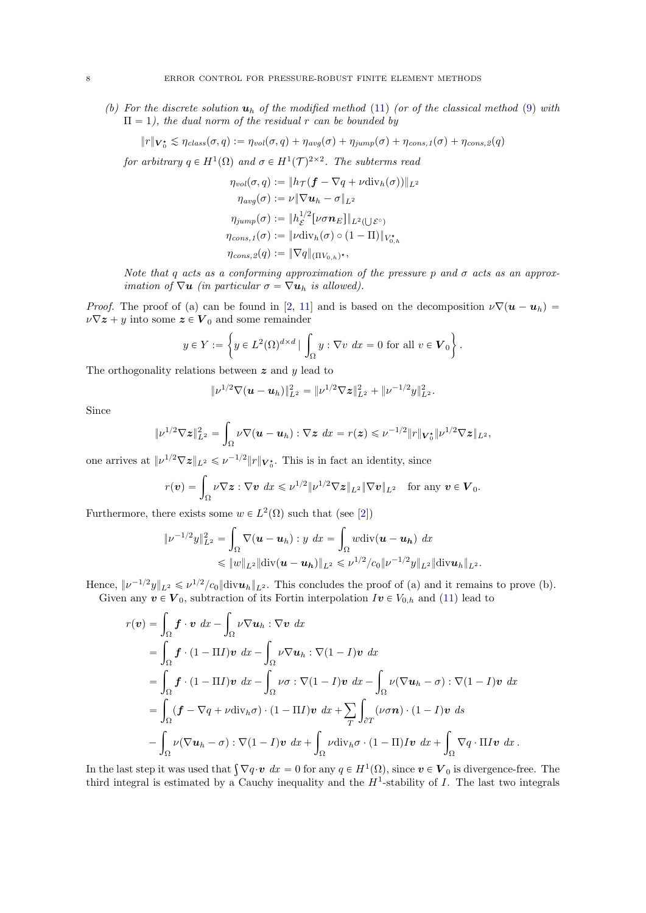*(b) For the discrete solution $\boldsymbol{u}_h$ of the modified method (11) (or of the classical method (9) with $\Pi = 1$), the dual norm of the residual $r$ can be bounded by*

$$\|r\|_{\boldsymbol{V}_0^\star} \lesssim \eta_{class}(\sigma, q) := \eta_{vol}(\sigma, q) + \eta_{avg}(\sigma) + \eta_{jump}(\sigma) + \eta_{cons,1}(\sigma) + \eta_{cons,2}(q)$$

*for arbitrary $q \in H^1(\Omega)$ and $\sigma \in H^1(\mathcal{T})^{2\times 2}$. The subterms read*

$$\begin{aligned}
\eta_{vol}(\sigma, q) &:= \|h_{\mathcal{T}}(\boldsymbol{f} - \nabla q + \nu \mathrm{div}_h(\sigma))\|_{L^2}\\
\eta_{avg}(\sigma) &:= \nu \|\nabla \boldsymbol{u}_h - \sigma\|_{L^2}\\
\eta_{jump}(\sigma) &:= \|h_{\mathcal{E}}^{1/2}[\nu \sigma \boldsymbol{n}_E]\|_{L^2(\bigcup \mathcal{E}^\circ)}\\
\eta_{cons,1}(\sigma) &:= \|\nu \mathrm{div}_h(\sigma) \circ (1 - \Pi)\|_{V_{0,h}^\star}\\
\eta_{cons,2}(q) &:= \|\nabla q\|_{(\Pi V_{0,h})^\star},
\end{aligned}$$

*Note that $q$ acts as a conforming approximation of the pressure $p$ and $\sigma$ acts as an approximation of $\nabla \boldsymbol{u}$ (in particular $\sigma = \nabla \boldsymbol{u}_h$ is allowed).*

*Proof.* The proof of (a) can be found in [2, 11] and is based on the decomposition $\nu \nabla(\boldsymbol{u} - \boldsymbol{u}_h) = \nu \nabla \boldsymbol{z} + y$ into some $\boldsymbol{z} \in \boldsymbol{V}_0$ and some remainder

$$y \in Y := \left\{ y \in L^2(\Omega)^{d\times d} \mid \int_\Omega y : \nabla v \, dx = 0 \text{ for all } v \in \boldsymbol{V}_0 \right\}.$$

The orthogonality relations between $\boldsymbol{z}$ and $y$ lead to

$$\|\nu^{1/2} \nabla(\boldsymbol{u} - \boldsymbol{u}_h)\|_{L^2}^2 = \|\nu^{1/2} \nabla \boldsymbol{z}\|_{L^2}^2 + \|\nu^{-1/2} y\|_{L^2}^2.$$

Since

$$\|\nu^{1/2} \nabla \boldsymbol{z}\|_{L^2}^2 = \int_\Omega \nu \nabla(\boldsymbol{u} - \boldsymbol{u}_h) : \nabla \boldsymbol{z} \, dx = r(\boldsymbol{z}) \leqslant \nu^{-1/2} \|r\|_{\boldsymbol{V}_0^\star} \|\nu^{1/2} \nabla \boldsymbol{z}\|_{L^2},$$

one arrives at $\|\nu^{1/2} \nabla \boldsymbol{z}\|_{L^2} \leqslant \nu^{-1/2} \|r\|_{\boldsymbol{V}_0^\star}$. This is in fact an identity, since

$$r(\boldsymbol{v}) = \int_\Omega \nu \nabla \boldsymbol{z} : \nabla \boldsymbol{v} \, dx \leqslant \nu^{1/2} \|\nu^{1/2} \nabla \boldsymbol{z}\|_{L^2} \|\nabla \boldsymbol{v}\|_{L^2} \quad \text{for any } \boldsymbol{v} \in \boldsymbol{V}_0.$$

Furthermore, there exists some $w \in L^2(\Omega)$ such that (see [2])

$$\begin{aligned}
\|\nu^{-1/2} y\|_{L^2}^2 &= \int_\Omega \nabla(\boldsymbol{u} - \boldsymbol{u}_h) : y \, dx = \int_\Omega w \mathrm{div}(\boldsymbol{u} - \boldsymbol{u}_h) \, dx\\
&\leqslant \|w\|_{L^2} \|\mathrm{div}(\boldsymbol{u} - \boldsymbol{u}_h)\|_{L^2} \leqslant \nu^{1/2}/c_0 \|\nu^{-1/2} y\|_{L^2} \|\mathrm{div} \boldsymbol{u}_h\|_{L^2}.
\end{aligned}$$

Hence, $\|\nu^{-1/2} y\|_{L^2} \leqslant \nu^{1/2}/c_0 \|\mathrm{div} \boldsymbol{u}_h\|_{L^2}$. This concludes the proof of (a) and it remains to prove (b).

Given any $\boldsymbol{v} \in \boldsymbol{V}_0$, subtraction of its Fortin interpolation $I\boldsymbol{v} \in V_{0,h}$ and (11) lead to

$$\begin{aligned}
r(\boldsymbol{v}) &= \int_\Omega \boldsymbol{f} \cdot \boldsymbol{v} \, dx - \int_\Omega \nu \nabla \boldsymbol{u}_h : \nabla \boldsymbol{v} \, dx\\
&= \int_\Omega \boldsymbol{f} \cdot (1 - \Pi I)\boldsymbol{v} \, dx - \int_\Omega \nu \nabla \boldsymbol{u}_h : \nabla (1 - I)\boldsymbol{v} \, dx\\
&= \int_\Omega \boldsymbol{f} \cdot (1 - \Pi I)\boldsymbol{v} \, dx - \int_\Omega \nu \sigma : \nabla(1 - I)\boldsymbol{v} \, dx - \int_\Omega \nu(\nabla \boldsymbol{u}_h - \sigma) : \nabla(1 - I)\boldsymbol{v} \, dx\\
&= \int_\Omega (\boldsymbol{f} - \nabla q + \nu \mathrm{div}_h \sigma) \cdot (1 - \Pi I)\boldsymbol{v} \, dx + \sum_T \int_{\partial T} (\nu \sigma \boldsymbol{n}) \cdot (1 - I)\boldsymbol{v} \, ds\\
&\quad - \int_\Omega \nu(\nabla \boldsymbol{u}_h - \sigma) : \nabla(1 - I)\boldsymbol{v} \, dx + \int_\Omega \nu \mathrm{div}_h \sigma \cdot (1 - \Pi) I\boldsymbol{v} \, dx + \int_\Omega \nabla q \cdot \Pi I\boldsymbol{v} \, dx\,.
\end{aligned}$$

In the last step it was used that $\int \nabla q \cdot \boldsymbol{v} \, dx = 0$ for any $q \in H^1(\Omega)$, since $\boldsymbol{v} \in \boldsymbol{V}_0$ is divergence-free. The third integral is estimated by a Cauchy inequality and the $H^1$-stability of $I$. The last two integrals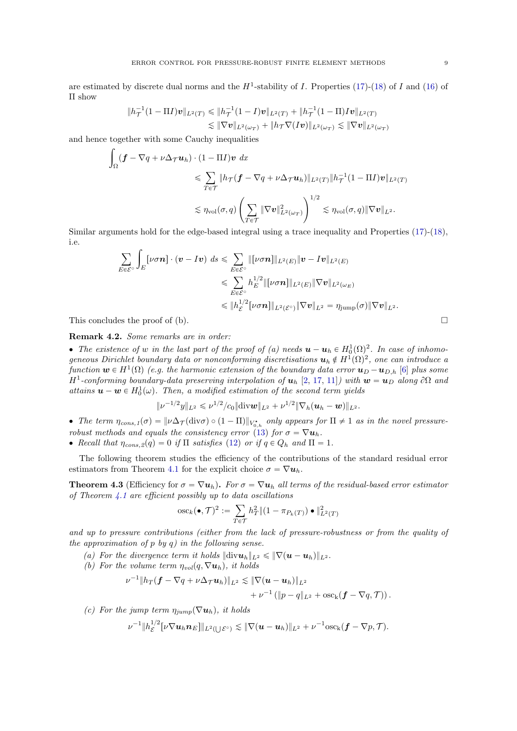are estimated by discrete dual norms and the $H^1$-stability of $I$. Properties (17)-(18) of $I$ and (16) of $\Pi$ show

$$\|h_{\mathcal{T}}^{-1}(1-\Pi I)\boldsymbol{v}\|_{L^2(T)} \leqslant \|h_{\mathcal{T}}^{-1}(1-I)\boldsymbol{v}\|_{L^2(T)} + \|h_{\mathcal{T}}^{-1}(1-\Pi)I\boldsymbol{v}\|_{L^2(T)}$$
$$\lesssim \|\nabla \boldsymbol{v}\|_{L^2(\omega_T)} + \|h_{\mathcal{T}}\nabla(I\boldsymbol{v})\|_{L^2(\omega_T)} \lesssim \|\nabla \boldsymbol{v}\|_{L^2(\omega_T)}$$

and hence together with some Cauchy inequalities

$$\int_\Omega (\boldsymbol{f} - \nabla q + \nu\Delta_{\mathcal{T}}\boldsymbol{u}_h)\cdot(1-\Pi I)\boldsymbol{v}\ dx$$
$$\leqslant \sum_{T\in\mathcal{T}} \|h_{\mathcal{T}}(\boldsymbol{f} - \nabla q + \nu\Delta_{\mathcal{T}}\boldsymbol{u}_h)\|_{L^2(T)}\|h_{\mathcal{T}}^{-1}(1-\Pi I)\boldsymbol{v}\|_{L^2(T)}$$
$$\lesssim \eta_{\mathrm{vol}}(\sigma, q)\left(\sum_{T\in\mathcal{T}}\|\nabla\boldsymbol{v}\|^2_{L^2(\omega_T)}\right)^{1/2} \lesssim \eta_{\mathrm{vol}}(\sigma,q)\|\nabla\boldsymbol{v}\|_{L^2}.$$

Similar arguments hold for the edge-based integral using a trace inequality and Properties (17)-(18), i.e.

$$\sum_{E\in\mathcal{E}^\circ}\int_E [\nu\sigma\boldsymbol{n}]\cdot(\boldsymbol{v} - I\boldsymbol{v})\ ds \leqslant \sum_{E\in\mathcal{E}^\circ}\|[\nu\sigma\boldsymbol{n}]\|_{L^2(E)}\|\boldsymbol{v} - I\boldsymbol{v}\|_{L^2(E)}$$
$$\leqslant \sum_{E\in\mathcal{E}^\circ} h_E^{1/2}\|[\nu\sigma\boldsymbol{n}]\|_{L^2(E)}\|\nabla\boldsymbol{v}\|_{L^2(\omega_E)}$$
$$\leqslant \|h_{\mathcal{E}}^{1/2}[\nu\sigma\boldsymbol{n}]\|_{L^2(\mathcal{E}^\circ)}\|\nabla\boldsymbol{v}\|_{L^2} = \eta_{\mathrm{jump}}(\sigma)\|\nabla\boldsymbol{v}\|_{L^2}.$$

This concludes the proof of (b). ☐

**Remark 4.2.** *Some remarks are in order:*

- *The existence of $w$ in the last part of the proof of (a) needs $\boldsymbol{u} - \boldsymbol{u}_h \in H^1_0(\Omega)^2$. In case of inhomogeneous Dirichlet boundary data or nonconforming discretisations $\boldsymbol{u}_h \notin H^1(\Omega)^2$, one can introduce a function $\boldsymbol{w} \in H^1(\Omega)$ (e.g. the harmonic extension of the boundary data error $\boldsymbol{u}_D - \boldsymbol{u}_{D,h}$ [6] plus some $H^1$-conforming boundary-data preserving interpolation of $\boldsymbol{u}_h$ [2, 17, 11]) with $\boldsymbol{w} = \boldsymbol{u}_D$ along $\partial\Omega$ and attains $\boldsymbol{u} - \boldsymbol{w} \in H^1_0(\omega)$. Then, a modified estimation of the second term yields*

$$\|\nu^{-1/2}y\|_{L^2} \leqslant \nu^{1/2}/c_0\|\mathrm{div}\boldsymbol{w}\|_{L^2} + \nu^{1/2}\|\nabla_h(\boldsymbol{u}_h - \boldsymbol{w})\|_{L^2}.$$

- *The term $\eta_{cons,1}(\sigma) = \|\nu\Delta_{\mathcal{T}}(\mathrm{div}\sigma)\circ(1-\Pi)\|_{V^\star_{0,h}}$ only appears for $\Pi \neq 1$ as in the novel pressure-robust methods and equals the consistency error (13) for $\sigma = \nabla\boldsymbol{u}_h$.*
- *Recall that $\eta_{cons,2}(q) = 0$ if $\Pi$ satisfies (12) or if $q \in Q_h$ and $\Pi = 1$.*

The following theorem studies the efficiency of the contributions of the standard residual error estimators from Theorem 4.1 for the explicit choice $\sigma = \nabla\boldsymbol{u}_h$.

**Theorem 4.3** (Efficiency for $\sigma = \nabla\boldsymbol{u}_h$)**.** *For $\sigma = \nabla\boldsymbol{u}_h$ all terms of the residual-based error estimator of Theorem 4.1 are efficient possibly up to data oscillations*

$$\mathrm{osc}_k(\bullet, \mathcal{T})^2 := \sum_{T\in\mathcal{T}} h_T^2\|(1-\pi_{P_k(T)})\bullet\|^2_{L^2(T)}$$

*and up to pressure contributions (either from the lack of pressure-robustness or from the quality of the approximation of $p$ by $q$) in the following sense.*

*(a) For the divergence term it holds $\|\mathrm{div}\boldsymbol{u}_h\|_{L^2} \leqslant \|\nabla(\boldsymbol{u} - \boldsymbol{u}_h)\|_{L^2}$.*

*(b) For the volume term $\eta_{vol}(q, \nabla\boldsymbol{u}_h)$, it holds*

$$\nu^{-1}\|h_T(\boldsymbol{f} - \nabla q + \nu\Delta_{\mathcal{T}}\boldsymbol{u}_h)\|_{L^2} \lesssim \|\nabla(\boldsymbol{u} - \boldsymbol{u}_h)\|_{L^2}$$
$$+ \nu^{-1}\left(\|p - q\|_{L^2} + \mathrm{osc}_k(\boldsymbol{f} - \nabla q, \mathcal{T})\right).$$

*(c) For the jump term $\eta_{jump}(\nabla\boldsymbol{u}_h)$, it holds*

$$\nu^{-1}\|h_{\mathcal{E}}^{1/2}[\nu\nabla\boldsymbol{u}_h\boldsymbol{n}_E]\|_{L^2(\bigcup\mathcal{E}^\circ)} \lesssim \|\nabla(\boldsymbol{u} - \boldsymbol{u}_h)\|_{L^2} + \nu^{-1}\mathrm{osc}_k(\boldsymbol{f} - \nabla p, \mathcal{T}).$$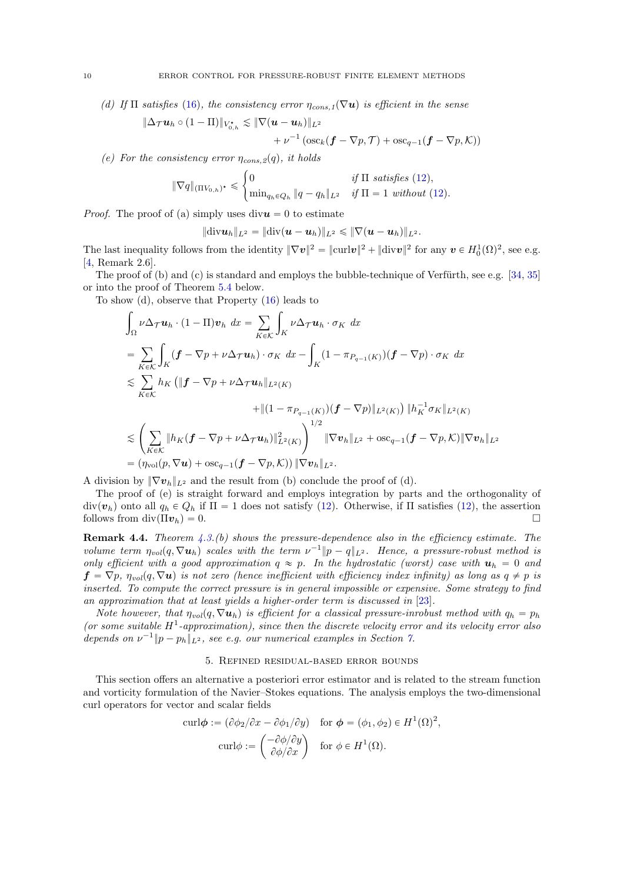*(d) If $\Pi$ satisfies (16), the consistency error $\eta_{cons,1}(\nabla \boldsymbol{u})$ is efficient in the sense*

$$\|\Delta_{\mathcal{T}} \boldsymbol{u}_h \circ (1-\Pi)\|_{V_{0,h}^\star} \lesssim \|\nabla(\boldsymbol{u}-\boldsymbol{u}_h)\|_{L^2} + \nu^{-1} \left(\mathrm{osc}_k(\boldsymbol{f}-\nabla p, \mathcal{T}) + \mathrm{osc}_{q-1}(\boldsymbol{f}-\nabla p, \mathcal{K})\right)$$

*(e) For the consistency error $\eta_{cons,2}(q)$, it holds*

$$\|\nabla q\|_{(\Pi V_{0,h})^\star} \leqslant \begin{cases} 0 & \text{if } \Pi \text{ satisfies (12)}, \\ \min_{q_h \in Q_h} \|q - q_h\|_{L^2} & \text{if } \Pi = 1 \text{ without (12)}. \end{cases}$$

*Proof.* The proof of (a) simply uses $\mathrm{div}\boldsymbol{u} = 0$ to estimate

$$\|\mathrm{div}\boldsymbol{u}_h\|_{L^2} = \|\mathrm{div}(\boldsymbol{u}-\boldsymbol{u}_h)\|_{L^2} \leqslant \|\nabla(\boldsymbol{u}-\boldsymbol{u}_h)\|_{L^2}.$$

The last inequality follows from the identity $\|\nabla \boldsymbol{v}\|^2 = \|\mathrm{curl}\boldsymbol{v}\|^2 + \|\mathrm{div}\boldsymbol{v}\|^2$ for any $\boldsymbol{v} \in H^1_0(\Omega)^2$, see e.g. [4, Remark 2.6].

The proof of (b) and (c) is standard and employs the bubble-technique of Verfürth, see e.g. [34, 35] or into the proof of Theorem 5.4 below.

To show (d), observe that Property (16) leads to

$$\begin{aligned}
&\int_\Omega \nu \Delta_{\mathcal{T}} \boldsymbol{u}_h \cdot (1-\Pi)\boldsymbol{v}_h \, dx = \sum_{K \in \mathcal{K}} \int_K \nu \Delta_{\mathcal{T}} \boldsymbol{u}_h \cdot \sigma_K \, dx \\
&= \sum_{K \in \mathcal{K}} \int_K (\boldsymbol{f} - \nabla p + \nu \Delta_{\mathcal{T}} \boldsymbol{u}_h) \cdot \sigma_K \, dx - \int_K (1 - \pi_{P_{q-1}(K)})(\boldsymbol{f} - \nabla p) \cdot \sigma_K \, dx \\
&\lesssim \sum_{K \in \mathcal{K}} h_K \big( \|\boldsymbol{f} - \nabla p + \nu \Delta_{\mathcal{T}} \boldsymbol{u}_h\|_{L^2(K)} \\
&\qquad\qquad + \|(1 - \pi_{P_{q-1}(K)})(\boldsymbol{f} - \nabla p)\|_{L^2(K)} \big) \, \|h_K^{-1} \sigma_K\|_{L^2(K)} \\
&\lesssim \left( \sum_{K \in \mathcal{K}} \|h_K (\boldsymbol{f} - \nabla p + \nu \Delta_{\mathcal{T}} \boldsymbol{u}_h)\|^2_{L^2(K)} \right)^{1/2} \|\nabla \boldsymbol{v}_h\|_{L^2} + \mathrm{osc}_{q-1}(\boldsymbol{f} - \nabla p, \mathcal{K}) \|\nabla \boldsymbol{v}_h\|_{L^2} \\
&= \left(\eta_{\mathrm{vol}}(p, \nabla \boldsymbol{u}) + \mathrm{osc}_{q-1}(\boldsymbol{f} - \nabla p, \mathcal{K})\right) \|\nabla \boldsymbol{v}_h\|_{L^2}.
\end{aligned}$$

A division by $\|\nabla \boldsymbol{v}_h\|_{L^2}$ and the result from (b) conclude the proof of (d).

The proof of (e) is straight forward and employs integration by parts and the orthogonality of $\mathrm{div}(\boldsymbol{v}_h)$ onto all $q_h \in Q_h$ if $\Pi = 1$ does not satisfy (12). Otherwise, if $\Pi$ satisfies (12), the assertion follows from $\mathrm{div}(\Pi \boldsymbol{v}_h) = 0$. □

**Remark 4.4.** *Theorem 4.3.(b) shows the pressure-dependence also in the efficiency estimate. The volume term $\eta_{vol}(q, \nabla \boldsymbol{u}_h)$ scales with the term $\nu^{-1}\|p - q\|_{L^2}$. Hence, a pressure-robust method is only efficient with a good approximation $q \approx p$. In the hydrostatic (worst) case with $\boldsymbol{u}_h = 0$ and $\boldsymbol{f} = \nabla p$, $\eta_{vol}(q, \nabla \boldsymbol{u})$ is not zero (hence inefficient with efficiency index infinity) as long as $q \neq p$ is inserted. To compute the correct pressure is in general impossible or expensive. Some strategy to find an approximation that at least yields a higher-order term is discussed in [23].*

*Note however, that $\eta_{vol}(q, \nabla \boldsymbol{u}_h)$ is efficient for a classical pressure-inrobust method with $q_h = p_h$ (or some suitable $H^1$-approximation), since then the discrete velocity error and its velocity error also depends on $\nu^{-1}\|p - p_h\|_{L^2}$, see e.g. our numerical examples in Section 7.*

## 5. Refined residual-based error bounds

This section offers an alternative a posteriori error estimator and is related to the stream function and vorticity formulation of the Navier–Stokes equations. The analysis employs the two-dimensional curl operators for vector and scalar fields

$$\mathrm{curl}\boldsymbol{\phi} := (\partial \phi_2 / \partial x - \partial \phi_1 / \partial y) \quad \text{for } \boldsymbol{\phi} = (\phi_1, \phi_2) \in H^1(\Omega)^2,$$

$$\mathrm{curl}\phi := \begin{pmatrix} -\partial \phi / \partial y \\ \partial \phi / \partial x \end{pmatrix} \quad \text{for } \phi \in H^1(\Omega).$$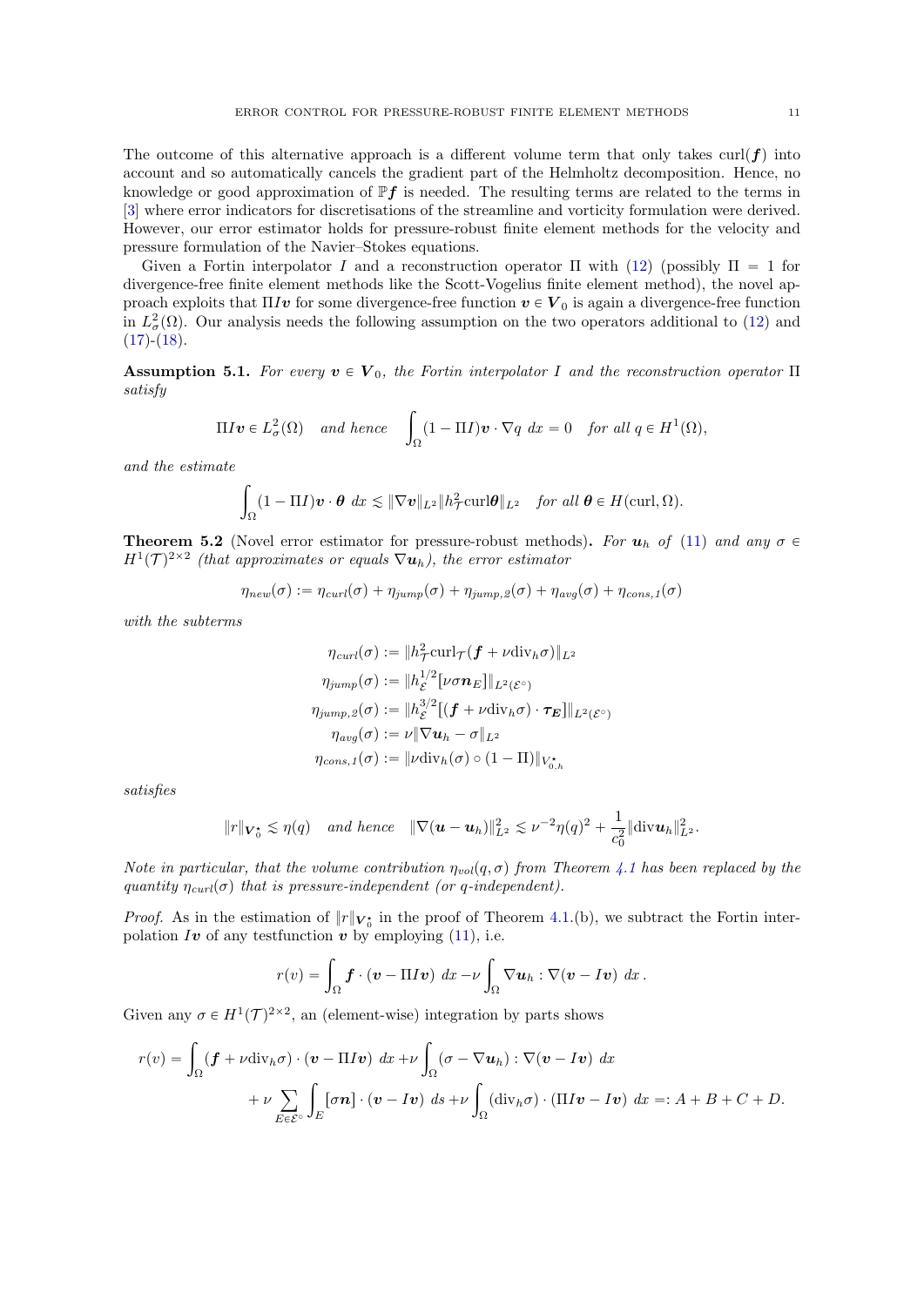The outcome of this alternative approach is a different volume term that only takes $\operatorname{curl}(\boldsymbol{f})$ into account and so automatically cancels the gradient part of the Helmholtz decomposition. Hence, no knowledge or good approximation of $\mathbb{P}\boldsymbol{f}$ is needed. The resulting terms are related to the terms in [3] where error indicators for discretisations of the streamline and vorticity formulation were derived. However, our error estimator holds for pressure-robust finite element methods for the velocity and pressure formulation of the Navier–Stokes equations.

Given a Fortin interpolator $I$ and a reconstruction operator $\Pi$ with (12) (possibly $\Pi = 1$ for divergence-free finite element methods like the Scott-Vogelius finite element method), the novel approach exploits that $\Pi I\boldsymbol{v}$ for some divergence-free function $\boldsymbol{v} \in \boldsymbol{V}_0$ is again a divergence-free function in $L^2_\sigma(\Omega)$. Our analysis needs the following assumption on the two operators additional to (12) and (17)-(18).

**Assumption 5.1.** *For every $\boldsymbol{v} \in \boldsymbol{V}_0$, the Fortin interpolator $I$ and the reconstruction operator $\Pi$ satisfy*

$$\Pi I\boldsymbol{v} \in L^2_\sigma(\Omega) \quad \text{and hence} \quad \int_\Omega (1-\Pi I)\boldsymbol{v} \cdot \nabla q \; dx = 0 \quad \text{for all } q \in H^1(\Omega),$$

*and the estimate*

$$\int_\Omega (1-\Pi I)\boldsymbol{v} \cdot \boldsymbol{\theta} \; dx \lesssim \|\nabla \boldsymbol{v}\|_{L^2} \|h_\mathcal{T}^2 \operatorname{curl} \boldsymbol{\theta}\|_{L^2} \quad \text{for all } \boldsymbol{\theta} \in H(\operatorname{curl}, \Omega).$$

**Theorem 5.2** (Novel error estimator for pressure-robust methods)**.** *For $\boldsymbol{u}_h$ of (11) and any $\sigma \in H^1(\mathcal{T})^{2\times 2}$ (that approximates or equals $\nabla \boldsymbol{u}_h$), the error estimator*

$$\eta_{new}(\sigma) := \eta_{curl}(\sigma) + \eta_{jump}(\sigma) + \eta_{jump,2}(\sigma) + \eta_{avg}(\sigma) + \eta_{cons,1}(\sigma)$$

*with the subterms*

$$\begin{aligned}
\eta_{curl}(\sigma) &:= \|h_\mathcal{T}^2 \operatorname{curl}_\mathcal{T}(\boldsymbol{f} + \nu \operatorname{div}_h \sigma)\|_{L^2}\\
\eta_{jump}(\sigma) &:= \|h_\mathcal{E}^{1/2} [\nu \sigma \boldsymbol{n}_E]\|_{L^2(\mathcal{E}^\circ)}\\
\eta_{jump,2}(\sigma) &:= \|h_\mathcal{E}^{3/2} [(\boldsymbol{f} + \nu \operatorname{div}_h \sigma) \cdot \boldsymbol{\tau_E}]\|_{L^2(\mathcal{E}^\circ)}\\
\eta_{avg}(\sigma) &:= \nu \|\nabla \boldsymbol{u}_h - \sigma\|_{L^2}\\
\eta_{cons,1}(\sigma) &:= \|\nu \operatorname{div}_h(\sigma) \circ (1-\Pi)\|_{V_{0,h}^\star}
\end{aligned}$$

*satisfies*

$$\|r\|_{\boldsymbol{V}_0^\star} \lesssim \eta(q) \quad \text{and hence} \quad \|\nabla(\boldsymbol{u} - \boldsymbol{u}_h)\|^2_{L^2} \lesssim \nu^{-2}\eta(q)^2 + \frac{1}{c_0^2}\|\operatorname{div} \boldsymbol{u}_h\|^2_{L^2}.$$

*Note in particular, that the volume contribution $\eta_{vol}(q,\sigma)$ from Theorem 4.1 has been replaced by the quantity $\eta_{curl}(\sigma)$ that is pressure-independent (or $q$-independent).*

*Proof.* As in the estimation of $\|r\|_{\boldsymbol{V}_0^\star}$ in the proof of Theorem 4.1.(b), we subtract the Fortin interpolation $I\boldsymbol{v}$ of any testfunction $\boldsymbol{v}$ by employing (11), i.e.

$$r(v) = \int_\Omega \boldsymbol{f} \cdot (\boldsymbol{v} - \Pi I \boldsymbol{v}) \; dx - \nu \int_\Omega \nabla \boldsymbol{u}_h : \nabla(\boldsymbol{v} - I\boldsymbol{v}) \; dx \, .$$

Given any $\sigma \in H^1(\mathcal{T})^{2\times 2}$, an (element-wise) integration by parts shows

$$\begin{aligned}
r(v) = \int_\Omega (\boldsymbol{f} + \nu \operatorname{div}_h \sigma) \cdot (\boldsymbol{v} - \Pi I\boldsymbol{v}) \; dx + \nu \int_\Omega (\sigma - \nabla \boldsymbol{u}_h) : \nabla(\boldsymbol{v} - I\boldsymbol{v}) \; dx\\
+ \nu \sum_{E \in \mathcal{E}^\circ} \int_E [\sigma \boldsymbol{n}] \cdot (\boldsymbol{v} - I\boldsymbol{v}) \; ds + \nu \int_\Omega (\operatorname{div}_h \sigma) \cdot (\Pi I\boldsymbol{v} - I\boldsymbol{v}) \; dx =: A + B + C + D.
\end{aligned}$$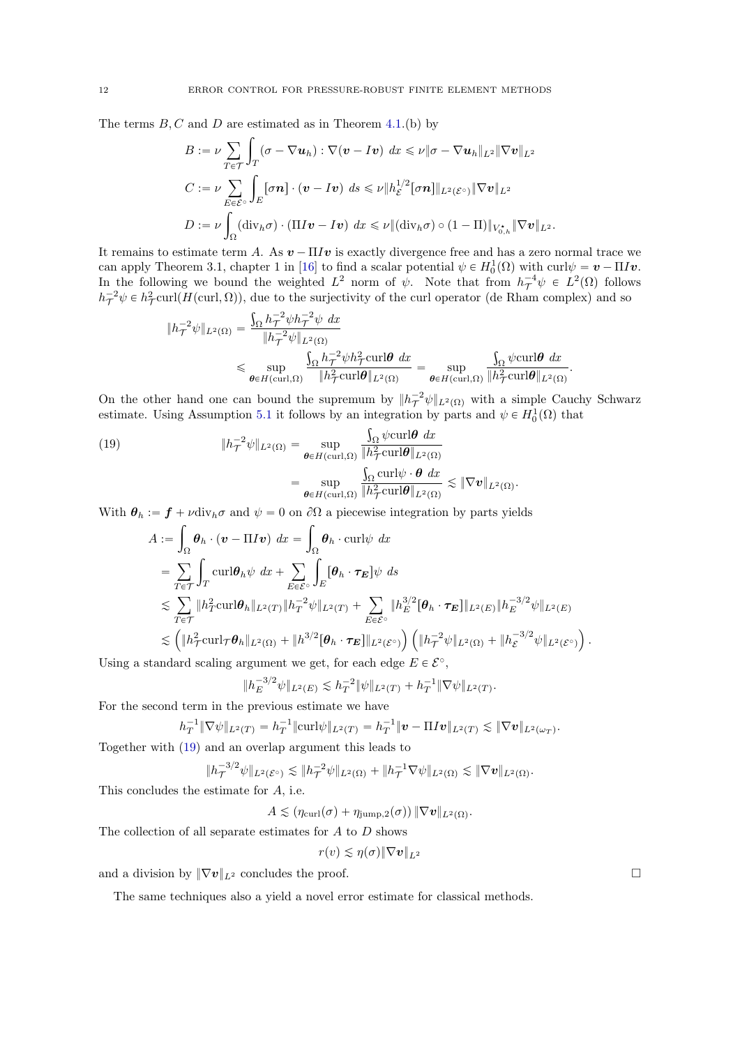The terms $B, C$ and $D$ are estimated as in Theorem 4.1.(b) by

$$
\begin{aligned}
B &:= \nu \sum_{T\in\mathcal{T}} \int_T (\sigma - \nabla \boldsymbol{u}_h) : \nabla(\boldsymbol{v} - I\boldsymbol{v}) \; dx \leqslant \nu \|\sigma - \nabla \boldsymbol{u}_h\|_{L^2} \|\nabla \boldsymbol{v}\|_{L^2} \\
C &:= \nu \sum_{E\in\mathcal{E}^\circ} \int_E [\sigma \boldsymbol{n}] \cdot (\boldsymbol{v} - I\boldsymbol{v}) \; ds \leqslant \nu \|h_{\mathcal{E}}^{1/2} [\sigma \boldsymbol{n}]\|_{L^2(\mathcal{E}^\circ)} \|\nabla \boldsymbol{v}\|_{L^2} \\
D &:= \nu \int_\Omega (\mathrm{div}_h \sigma) \cdot (\Pi I\boldsymbol{v} - I\boldsymbol{v}) \; dx \leqslant \nu \|(\mathrm{div}_h \sigma) \circ (1 - \Pi)\|_{V_{0,h}^\star} \|\nabla \boldsymbol{v}\|_{L^2}.
\end{aligned}
$$

It remains to estimate term $A$. As $\boldsymbol{v} - \Pi I\boldsymbol{v}$ is exactly divergence free and has a zero normal trace we can apply Theorem 3.1, chapter 1 in [16] to find a scalar potential $\psi \in H_0^1(\Omega)$ with $\mathrm{curl}\psi = \boldsymbol{v} - \Pi I\boldsymbol{v}$. In the following we bound the weighted $L^2$ norm of $\psi$. Note that from $h_{\mathcal{T}}^{-4}\psi \in L^2(\Omega)$ follows $h_{\mathcal{T}}^{-2}\psi \in h_{\mathcal{T}}^2 \mathrm{curl}(H(\mathrm{curl}, \Omega))$, due to the surjectivity of the curl operator (de Rham complex) and so

$$
\begin{aligned}
\|h_{\mathcal{T}}^{-2}\psi\|_{L^2(\Omega)} &= \frac{\int_\Omega h_{\mathcal{T}}^{-2}\psi h_{\mathcal{T}}^{-2}\psi \; dx}{\|h_{\mathcal{T}}^{-2}\psi\|_{L^2(\Omega)}} \\
&\leqslant \sup_{\boldsymbol{\theta}\in H(\mathrm{curl},\Omega)} \frac{\int_\Omega h_{\mathcal{T}}^{-2}\psi h_{\mathcal{T}}^{2} \mathrm{curl}\boldsymbol{\theta} \; dx}{\|h_{\mathcal{T}}^{2} \mathrm{curl}\boldsymbol{\theta}\|_{L^2(\Omega)}} = \sup_{\boldsymbol{\theta}\in H(\mathrm{curl},\Omega)} \frac{\int_\Omega \psi \mathrm{curl}\boldsymbol{\theta} \; dx}{\|h_{\mathcal{T}}^{2} \mathrm{curl}\boldsymbol{\theta}\|_{L^2(\Omega)}}.
\end{aligned}
$$

On the other hand one can bound the supremum by $\|h_{\mathcal{T}}^{-2}\psi\|_{L^2(\Omega)}$ with a simple Cauchy Schwarz estimate. Using Assumption 5.1 it follows by an integration by parts and $\psi \in H_0^1(\Omega)$ that

$$
\begin{aligned}
\|h_{\mathcal{T}}^{-2}\psi\|_{L^2(\Omega)} &= \sup_{\boldsymbol{\theta}\in H(\mathrm{curl},\Omega)} \frac{\int_\Omega \psi \mathrm{curl}\boldsymbol{\theta} \; dx}{\|h_{\mathcal{T}}^{2} \mathrm{curl}\boldsymbol{\theta}\|_{L^2(\Omega)}} \\
&= \sup_{\boldsymbol{\theta}\in H(\mathrm{curl},\Omega)} \frac{\int_\Omega \mathrm{curl}\psi \cdot \boldsymbol{\theta} \; dx}{\|h_{\mathcal{T}}^{2} \mathrm{curl}\boldsymbol{\theta}\|_{L^2(\Omega)}} \lesssim \|\nabla \boldsymbol{v}\|_{L^2(\Omega)}.
\end{aligned} \tag{19}
$$

With $\boldsymbol{\theta}_h := \boldsymbol{f} + \nu \mathrm{div}_h \sigma$ and $\psi = 0$ on $\partial\Omega$ a piecewise integration by parts yields

$$
\begin{aligned}
A &:= \int_\Omega \boldsymbol{\theta}_h \cdot (\boldsymbol{v} - \Pi I\boldsymbol{v}) \; dx = \int_\Omega \boldsymbol{\theta}_h \cdot \mathrm{curl}\psi \; dx \\
&= \sum_{T\in\mathcal{T}} \int_T \mathrm{curl}\boldsymbol{\theta}_h \psi \; dx + \sum_{E\in\mathcal{E}^\circ} \int_E [\boldsymbol{\theta}_h \cdot \boldsymbol{\tau}_{\boldsymbol{E}}] \psi \; ds \\
&\lesssim \sum_{T\in\mathcal{T}} \|h_T^2 \mathrm{curl}\boldsymbol{\theta}_h\|_{L^2(T)} \|h_T^{-2}\psi\|_{L^2(T)} + \sum_{E\in\mathcal{E}^\circ} \|h_E^{3/2} [\boldsymbol{\theta}_h \cdot \boldsymbol{\tau}_{\boldsymbol{E}}]\|_{L^2(E)} \|h_E^{-3/2}\psi\|_{L^2(E)} \\
&\lesssim \left( \|h_{\mathcal{T}}^2 \mathrm{curl}_{\mathcal{T}} \boldsymbol{\theta}_h\|_{L^2(\Omega)} + \|h^{3/2} [\boldsymbol{\theta}_h \cdot \boldsymbol{\tau}_{\boldsymbol{E}}]\|_{L^2(\mathcal{E}^\circ)} \right) \left( \|h_{\mathcal{T}}^{-2}\psi\|_{L^2(\Omega)} + \|h_{\mathcal{E}}^{-3/2}\psi\|_{L^2(\mathcal{E}^\circ)} \right).
\end{aligned}
$$

Using a standard scaling argument we get, for each edge $E \in \mathcal{E}^\circ$,

$$
\|h_E^{-3/2}\psi\|_{L^2(E)} \lesssim h_T^{-2}\|\psi\|_{L^2(T)} + h_T^{-1}\|\nabla\psi\|_{L^2(T)}.
$$

For the second term in the previous estimate we have

$$
h_T^{-1}\|\nabla\psi\|_{L^2(T)} = h_T^{-1}\|\mathrm{curl}\psi\|_{L^2(T)} = h_T^{-1}\|\boldsymbol{v} - \Pi I\boldsymbol{v}\|_{L^2(T)} \lesssim \|\nabla \boldsymbol{v}\|_{L^2(\omega_T)}.
$$

Together with (19) and an overlap argument this leads to

$$
\|h_{\mathcal{T}}^{-3/2}\psi\|_{L^2(\mathcal{E}^\circ)} \lesssim \|h_{\mathcal{T}}^{-2}\psi\|_{L^2(\Omega)} + \|h_{\mathcal{T}}^{-1}\nabla\psi\|_{L^2(\Omega)} \lesssim \|\nabla \boldsymbol{v}\|_{L^2(\Omega)}.
$$

This concludes the estimate for $A$, i.e.

$$
A \lesssim (\eta_{\mathrm{curl}}(\sigma) + \eta_{\mathrm{jump},2}(\sigma)) \|\nabla \boldsymbol{v}\|_{L^2(\Omega)}.
$$

The collection of all separate estimates for $A$ to $D$ shows

$$
r(v) \lesssim \eta(\sigma)\|\nabla \boldsymbol{v}\|_{L^2}
$$

and a division by $\|\nabla \boldsymbol{v}\|_{L^2}$ concludes the proof. □

The same techniques also a yield a novel error estimate for classical methods.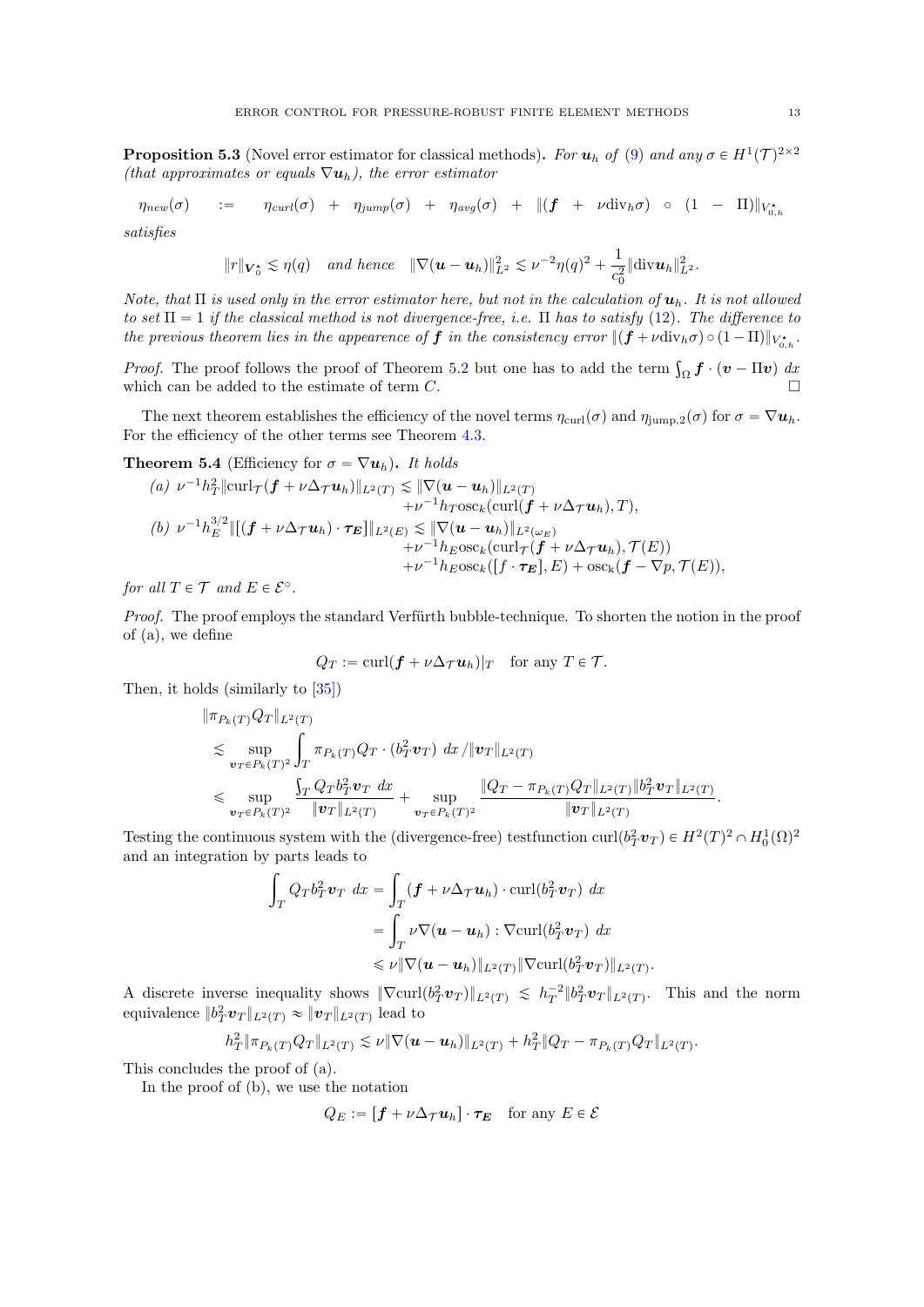**Proposition 5.3** (Novel error estimator for classical methods)**.** *For $\boldsymbol{u}_h$ of (9) and any $\sigma \in H^1(\mathcal{T})^{2\times 2}$ (that approximates or equals $\nabla \boldsymbol{u}_h$), the error estimator*

$$\eta_{new}(\sigma) \quad := \quad \eta_{curl}(\sigma) \;+\; \eta_{jump}(\sigma) \;+\; \eta_{avg}(\sigma) \;+\; \|(\boldsymbol{f} \;+\; \nu \mathrm{div}_h \sigma) \;\circ\; (1 \;-\; \Pi)\|_{V_{0,h}^\star}$$

*satisfies*

$$\|r\|_{\boldsymbol{V}_0^\star} \lesssim \eta(q) \quad \text{and hence} \quad \|\nabla(\boldsymbol{u} - \boldsymbol{u}_h)\|_{L^2}^2 \lesssim \nu^{-2}\eta(q)^2 + \frac{1}{c_0^2}\|\mathrm{div}\boldsymbol{u}_h\|_{L^2}^2.$$

*Note, that $\Pi$ is used only in the error estimator here, but not in the calculation of $\boldsymbol{u}_h$. It is not allowed to set $\Pi = 1$ if the classical method is not divergence-free, i.e. $\Pi$ has to satisfy (12). The difference to the previous theorem lies in the appearence of $\boldsymbol{f}$ in the consistency error $\|(\boldsymbol{f} + \nu \mathrm{div}_h \sigma) \circ (1 - \Pi)\|_{V_{0,h}^\star}$.*

*Proof.* The proof follows the proof of Theorem 5.2 but one has to add the term $\int_\Omega \boldsymbol{f} \cdot (\boldsymbol{v} - \Pi \boldsymbol{v}) \; dx$ which can be added to the estimate of term $C$. □

The next theorem establishes the efficiency of the novel terms $\eta_{\mathrm{curl}}(\sigma)$ and $\eta_{\mathrm{jump},2}(\sigma)$ for $\sigma = \nabla \boldsymbol{u}_h$. For the efficiency of the other terms see Theorem 4.3.

**Theorem 5.4** (Efficiency for $\sigma = \nabla \boldsymbol{u}_h$)**.** *It holds*

*(a)* $\nu^{-1} h_T^2 \|\mathrm{curl}_{\mathcal{T}}(\boldsymbol{f} + \nu \Delta_{\mathcal{T}} \boldsymbol{u}_h)\|_{L^2(T)} \lesssim \|\nabla(\boldsymbol{u} - \boldsymbol{u}_h)\|_{L^2(T)} + \nu^{-1} h_T \mathrm{osc}_k(\mathrm{curl}(\boldsymbol{f} + \nu \Delta_{\mathcal{T}} \boldsymbol{u}_h), T),$

*(b)* $\nu^{-1} h_E^{3/2} \|[(\boldsymbol{f} + \nu \Delta_{\mathcal{T}} \boldsymbol{u}_h) \cdot \boldsymbol{\tau_E}]\|_{L^2(E)} \lesssim \|\nabla(\boldsymbol{u} - \boldsymbol{u}_h)\|_{L^2(\omega_E)} + \nu^{-1} h_E \mathrm{osc}_k(\mathrm{curl}_{\mathcal{T}}(\boldsymbol{f} + \nu \Delta_{\mathcal{T}} \boldsymbol{u}_h), \mathcal{T}(E)) + \nu^{-1} h_E \mathrm{osc}_k([f \cdot \boldsymbol{\tau_E}], E) + \mathrm{osc}_k(\boldsymbol{f} - \nabla p, \mathcal{T}(E)),$

*for all $T \in \mathcal{T}$ and $E \in \mathcal{E}^\circ$.*

*Proof.* The proof employs the standard Verfürth bubble-technique. To shorten the notion in the proof of (a), we define

$$Q_T := \mathrm{curl}(\boldsymbol{f} + \nu \Delta_{\mathcal{T}} \boldsymbol{u}_h)|_T \quad \text{for any } T \in \mathcal{T}.$$

Then, it holds (similarly to [35])

$$\begin{aligned}
&\|\pi_{P_k(T)} Q_T\|_{L^2(T)} \\
&\lesssim \sup_{\boldsymbol{v}_T \in P_k(T)^2} \int_T \pi_{P_k(T)} Q_T \cdot (b_T^2 \boldsymbol{v}_T) \; dx \, / \|\boldsymbol{v}_T\|_{L^2(T)} \\
&\leqslant \sup_{\boldsymbol{v}_T \in P_k(T)^2} \frac{\int_T Q_T b_T^2 \boldsymbol{v}_T \; dx}{\|\boldsymbol{v}_T\|_{L^2(T)}} + \sup_{\boldsymbol{v}_T \in P_k(T)^2} \frac{\|Q_T - \pi_{P_k(T)} Q_T\|_{L^2(T)} \|b_T^2 \boldsymbol{v}_T\|_{L^2(T)}}{\|\boldsymbol{v}_T\|_{L^2(T)}}.
\end{aligned}$$

Testing the continuous system with the (divergence-free) testfunction $\mathrm{curl}(b_T^2 \boldsymbol{v}_T) \in H^2(T)^2 \cap H_0^1(\Omega)^2$ and an integration by parts leads to

$$\begin{aligned}
\int_T Q_T b_T^2 \boldsymbol{v}_T \; dx &= \int_T (\boldsymbol{f} + \nu \Delta_{\mathcal{T}} \boldsymbol{u}_h) \cdot \mathrm{curl}(b_T^2 \boldsymbol{v}_T) \; dx \\
&= \int_T \nu \nabla(\boldsymbol{u} - \boldsymbol{u}_h) : \nabla \mathrm{curl}(b_T^2 \boldsymbol{v}_T) \; dx \\
&\leqslant \nu \|\nabla(\boldsymbol{u} - \boldsymbol{u}_h)\|_{L^2(T)} \|\nabla \mathrm{curl}(b_T^2 \boldsymbol{v}_T)\|_{L^2(T)}.
\end{aligned}$$

A discrete inverse inequality shows $\|\nabla \mathrm{curl}(b_T^2 \boldsymbol{v}_T)\|_{L^2(T)} \lesssim h_T^{-2} \|b_T^2 \boldsymbol{v}_T\|_{L^2(T)}$. This and the norm equivalence $\|b_T^2 \boldsymbol{v}_T\|_{L^2(T)} \approx \|\boldsymbol{v}_T\|_{L^2(T)}$ lead to

$$h_T^2 \|\pi_{P_k(T)} Q_T\|_{L^2(T)} \lesssim \nu \|\nabla(\boldsymbol{u} - \boldsymbol{u}_h)\|_{L^2(T)} + h_T^2 \|Q_T - \pi_{P_k(T)} Q_T\|_{L^2(T)}.$$

This concludes the proof of (a).

In the proof of (b), we use the notation

$$Q_E := [\boldsymbol{f} + \nu \Delta_{\mathcal{T}} \boldsymbol{u}_h] \cdot \boldsymbol{\tau_E} \quad \text{for any } E \in \mathcal{E}$$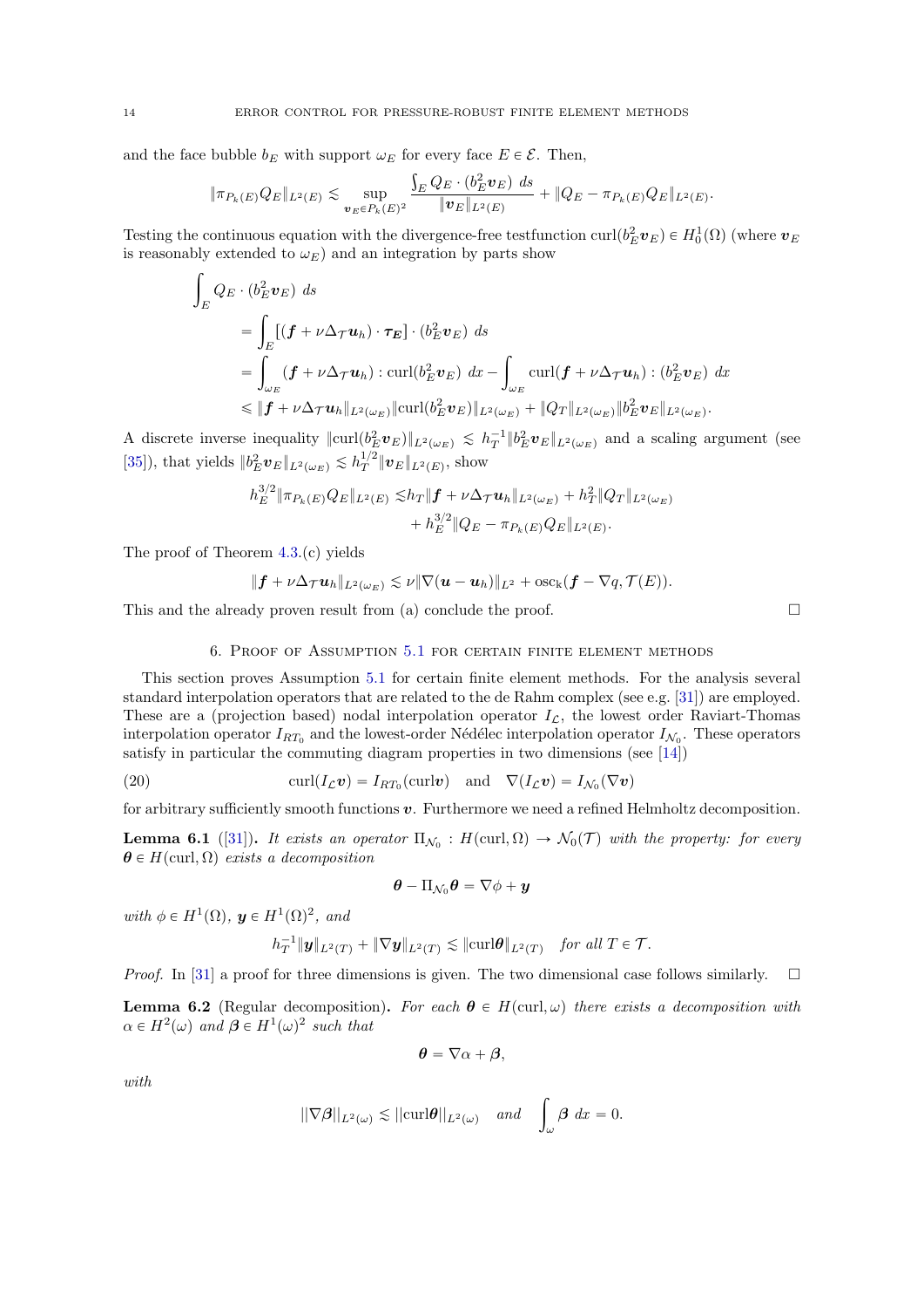and the face bubble $b_E$ with support $\omega_E$ for every face $E \in \mathcal{E}$. Then,

$$\|\pi_{P_k(E)} Q_E\|_{L^2(E)} \lesssim \sup_{\boldsymbol{v}_E \in P_k(E)^2} \frac{\int_E Q_E \cdot (b_E^2 \boldsymbol{v}_E)\ ds}{\|\boldsymbol{v}_E\|_{L^2(E)}} + \|Q_E - \pi_{P_k(E)} Q_E\|_{L^2(E)}.$$

Testing the continuous equation with the divergence-free testfunction $\operatorname{curl}(b_E^2 \boldsymbol{v}_E) \in H_0^1(\Omega)$ (where $\boldsymbol{v}_E$ is reasonably extended to $\omega_E$) and an integration by parts show

$$\begin{aligned}
\int_E & Q_E \cdot (b_E^2 \boldsymbol{v}_E)\ ds \\
&= \int_E [(\boldsymbol{f} + \nu \Delta_{\mathcal{T}} \boldsymbol{u}_h) \cdot \boldsymbol{\tau_E}] \cdot (b_E^2 \boldsymbol{v}_E)\ ds \\
&= \int_{\omega_E} (\boldsymbol{f} + \nu \Delta_{\mathcal{T}} \boldsymbol{u}_h) : \operatorname{curl}(b_E^2 \boldsymbol{v}_E)\ dx - \int_{\omega_E} \operatorname{curl}(\boldsymbol{f} + \nu \Delta_{\mathcal{T}} \boldsymbol{u}_h) : (b_E^2 \boldsymbol{v}_E)\ dx \\
&\leqslant \|\boldsymbol{f} + \nu \Delta_{\mathcal{T}} \boldsymbol{u}_h\|_{L^2(\omega_E)} \|\operatorname{curl}(b_E^2 \boldsymbol{v}_E)\|_{L^2(\omega_E)} + \|Q_T\|_{L^2(\omega_E)} \|b_E^2 \boldsymbol{v}_E\|_{L^2(\omega_E)}.
\end{aligned}$$

A discrete inverse inequality $\|\operatorname{curl}(b_E^2 \boldsymbol{v}_E)\|_{L^2(\omega_E)} \lesssim h_T^{-1} \|b_E^2 \boldsymbol{v}_E\|_{L^2(\omega_E)}$ and a scaling argument (see [35]), that yields $\|b_E^2 \boldsymbol{v}_E\|_{L^2(\omega_E)} \lesssim h_T^{1/2} \|\boldsymbol{v}_E\|_{L^2(E)}$, show

$$\begin{aligned}
h_E^{3/2} \|\pi_{P_k(E)} Q_E\|_{L^2(E)} \lesssim & h_T \|\boldsymbol{f} + \nu \Delta_{\mathcal{T}} \boldsymbol{u}_h\|_{L^2(\omega_E)} + h_T^2 \|Q_T\|_{L^2(\omega_E)} \\
& + h_E^{3/2} \|Q_E - \pi_{P_k(E)} Q_E\|_{L^2(E)}.
\end{aligned}$$

The proof of Theorem 4.3.(c) yields

$$\|\boldsymbol{f} + \nu \Delta_{\mathcal{T}} \boldsymbol{u}_h\|_{L^2(\omega_E)} \lesssim \nu \|\nabla(\boldsymbol{u} - \boldsymbol{u}_h)\|_{L^2} + \operatorname{osc}_k(\boldsymbol{f} - \nabla q, \mathcal{T}(E)).$$

This and the already proven result from (a) conclude the proof. □

## 6. Proof of Assumption 5.1 for certain finite element methods

This section proves Assumption 5.1 for certain finite element methods. For the analysis several standard interpolation operators that are related to the de Rahm complex (see e.g. [31]) are employed. These are a (projection based) nodal interpolation operator $I_{\mathcal{L}}$, the lowest order Raviart-Thomas interpolation operator $I_{RT_0}$ and the lowest-order Nédélec interpolation operator $I_{\mathcal{N}_0}$. These operators satisfy in particular the commuting diagram properties in two dimensions (see [14])

$$\operatorname{curl}(I_{\mathcal{L}} \boldsymbol{v}) = I_{RT_0}(\operatorname{curl} \boldsymbol{v}) \quad \text{and} \quad \nabla(I_{\mathcal{L}} \boldsymbol{v}) = I_{\mathcal{N}_0}(\nabla \boldsymbol{v}) \tag{20}$$

for arbitrary sufficiently smooth functions $\boldsymbol{v}$. Furthermore we need a refined Helmholtz decomposition.

**Lemma 6.1** ([31])**.** *It exists an operator $\Pi_{\mathcal{N}_0} : H(\operatorname{curl}, \Omega) \to \mathcal{N}_0(\mathcal{T})$ with the property: for every $\boldsymbol{\theta} \in H(\operatorname{curl}, \Omega)$ exists a decomposition*

$$\boldsymbol{\theta} - \Pi_{\mathcal{N}_0} \boldsymbol{\theta} = \nabla \phi + \boldsymbol{y}$$

*with $\phi \in H^1(\Omega)$, $\boldsymbol{y} \in H^1(\Omega)^2$, and*

$$h_T^{-1} \|\boldsymbol{y}\|_{L^2(T)} + \|\nabla \boldsymbol{y}\|_{L^2(T)} \lesssim \|\operatorname{curl} \boldsymbol{\theta}\|_{L^2(T)} \quad \text{for all } T \in \mathcal{T}.$$

*Proof.* In [31] a proof for three dimensions is given. The two dimensional case follows similarly. □

**Lemma 6.2** (Regular decomposition)**.** *For each $\boldsymbol{\theta} \in H(\operatorname{curl}, \omega)$ there exists a decomposition with $\alpha \in H^2(\omega)$ and $\boldsymbol{\beta} \in H^1(\omega)^2$ such that*

$$\boldsymbol{\theta} = \nabla \alpha + \boldsymbol{\beta},$$

*with*

$$||\nabla \boldsymbol{\beta}||_{L^2(\omega)} \lesssim ||\operatorname{curl} \boldsymbol{\theta}||_{L^2(\omega)} \quad \text{and} \quad \int_\omega \boldsymbol{\beta}\ dx = 0.$$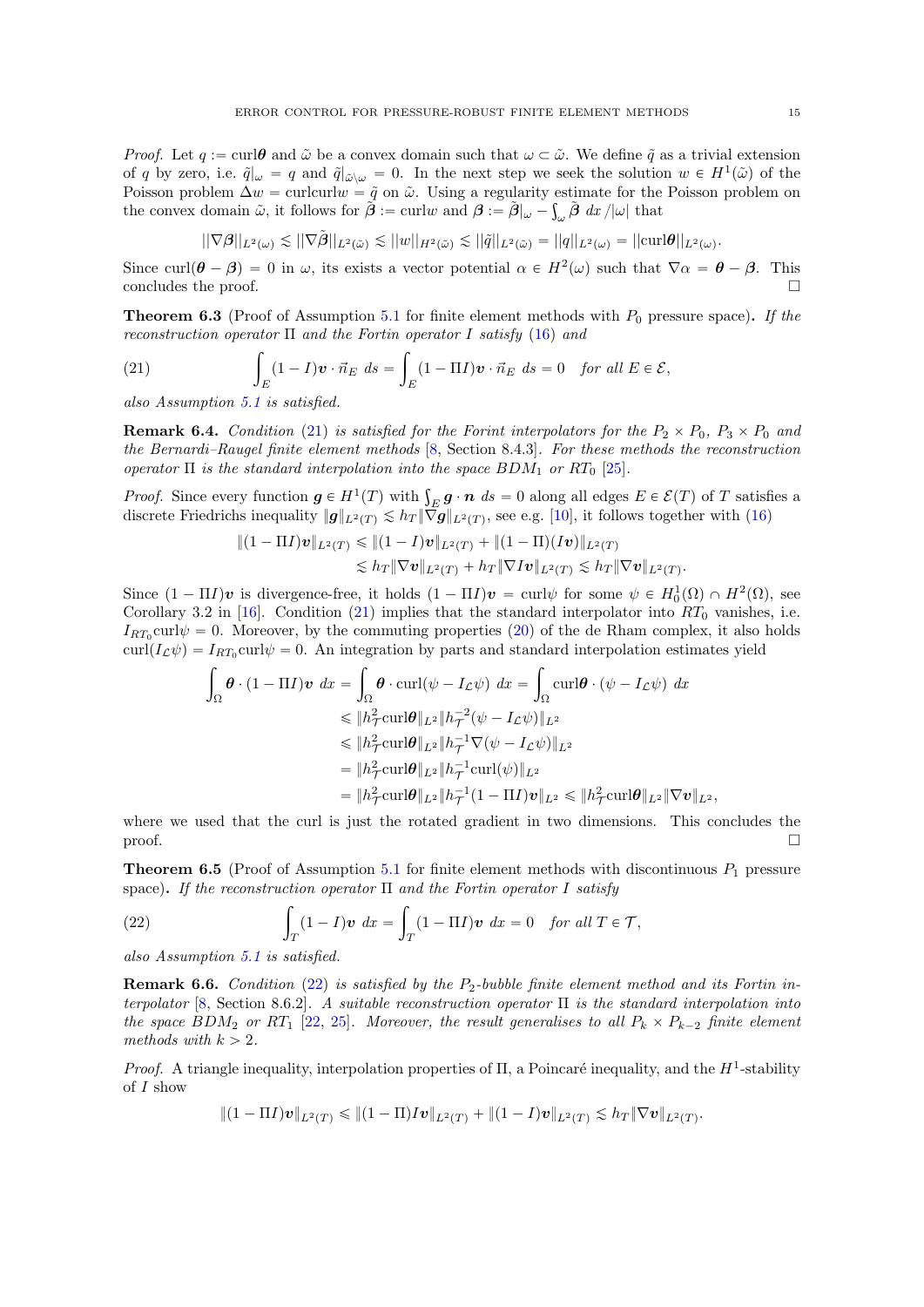*Proof.* Let $q := \mathrm{curl}\boldsymbol{\theta}$ and $\tilde{\omega}$ be a convex domain such that $\omega \subset \tilde{\omega}$. We define $\tilde{q}$ as a trivial extension of $q$ by zero, i.e. $\tilde{q}|_\omega = q$ and $\tilde{q}|_{\tilde{\omega}\setminus\omega} = 0$. In the next step we seek the solution $w \in H^1(\tilde{\omega})$ of the Poisson problem $\Delta w = \mathrm{curl}\mathrm{curl} w = \tilde{q}$ on $\tilde{\omega}$. Using a regularity estimate for the Poisson problem on the convex domain $\tilde{\omega}$, it follows for $\tilde{\boldsymbol{\beta}} := \mathrm{curl} w$ and $\boldsymbol{\beta} := \tilde{\boldsymbol{\beta}}|_\omega - \int_\omega \tilde{\boldsymbol{\beta}}\ dx\,/|\omega|$ that

$$||\nabla\boldsymbol{\beta}||_{L^2(\omega)} \lesssim ||\nabla\tilde{\boldsymbol{\beta}}||_{L^2(\tilde{\omega})} \lesssim ||w||_{H^2(\tilde{\omega})} \lesssim ||\tilde{q}||_{L^2(\tilde{\omega})} = ||q||_{L^2(\omega)} = ||\mathrm{curl}\boldsymbol{\theta}||_{L^2(\omega)}.$$

Since $\mathrm{curl}(\boldsymbol{\theta} - \boldsymbol{\beta}) = 0$ in $\omega$, its exists a vector potential $\alpha \in H^2(\omega)$ such that $\nabla\alpha = \boldsymbol{\theta} - \boldsymbol{\beta}$. This concludes the proof. $\square$

**Theorem 6.3** (Proof of Assumption 5.1 for finite element methods with $P_0$ pressure space)**.** *If the reconstruction operator $\Pi$ and the Fortin operator $I$ satisfy (16) and*

$$\int_E (1 - I)\boldsymbol{v} \cdot \vec{n}_E \ ds = \int_E (1 - \Pi I)\boldsymbol{v} \cdot \vec{n}_E \ ds = 0 \quad \text{for all } E \in \mathcal{E}, \tag{21}$$

*also Assumption 5.1 is satisfied.*

**Remark 6.4.** *Condition (21) is satisfied for the Forint interpolators for the $P_2 \times P_0$, $P_3 \times P_0$ and the Bernardi–Raugel finite element methods [8, Section 8.4.3]. For these methods the reconstruction operator $\Pi$ is the standard interpolation into the space $BDM_1$ or $RT_0$ [25].*

*Proof.* Since every function $\boldsymbol{g} \in H^1(T)$ with $\int_E \boldsymbol{g} \cdot \boldsymbol{n}\ ds = 0$ along all edges $E \in \mathcal{E}(T)$ of $T$ satisfies a discrete Friedrichs inequality $\|\boldsymbol{g}\|_{L^2(T)} \lesssim h_T\|\nabla\boldsymbol{g}\|_{L^2(T)}$, see e.g. [10], it follows together with (16)

$$\begin{aligned}
\|(1 - \Pi I)\boldsymbol{v}\|_{L^2(T)} &\leqslant \|(1 - I)\boldsymbol{v}\|_{L^2(T)} + \|(1 - \Pi)(I\boldsymbol{v})\|_{L^2(T)} \\
&\lesssim h_T\|\nabla\boldsymbol{v}\|_{L^2(T)} + h_T\|\nabla I\boldsymbol{v}\|_{L^2(T)} \lesssim h_T\|\nabla\boldsymbol{v}\|_{L^2(T)}.
\end{aligned}$$

Since $(1 - \Pi I)\boldsymbol{v}$ is divergence-free, it holds $(1 - \Pi I)\boldsymbol{v} = \mathrm{curl}\psi$ for some $\psi \in H^1_0(\Omega) \cap H^2(\Omega)$, see Corollary 3.2 in [16]. Condition (21) implies that the standard interpolator into $RT_0$ vanishes, i.e. $I_{RT_0}\mathrm{curl}\psi = 0$. Moreover, by the commuting properties (20) of the de Rham complex, it also holds $\mathrm{curl}(I_\mathcal{L}\psi) = I_{RT_0}\mathrm{curl}\psi = 0$. An integration by parts and standard interpolation estimates yield

$$\begin{aligned}
\int_\Omega \boldsymbol{\theta} \cdot (1 - \Pi I)\boldsymbol{v} \ dx &= \int_\Omega \boldsymbol{\theta} \cdot \mathrm{curl}(\psi - I_\mathcal{L}\psi) \ dx = \int_\Omega \mathrm{curl}\boldsymbol{\theta} \cdot (\psi - I_\mathcal{L}\psi) \ dx \\
&\leqslant \|h_\mathcal{T}^2 \mathrm{curl}\boldsymbol{\theta}\|_{L^2} \|h_\mathcal{T}^{-2}(\psi - I_\mathcal{L}\psi)\|_{L^2} \\
&\leqslant \|h_\mathcal{T}^2 \mathrm{curl}\boldsymbol{\theta}\|_{L^2} \|h_\mathcal{T}^{-1}\nabla(\psi - I_\mathcal{L}\psi)\|_{L^2} \\
&= \|h_\mathcal{T}^2 \mathrm{curl}\boldsymbol{\theta}\|_{L^2} \|h_\mathcal{T}^{-1}\mathrm{curl}(\psi)\|_{L^2} \\
&= \|h_\mathcal{T}^2 \mathrm{curl}\boldsymbol{\theta}\|_{L^2} \|h_\mathcal{T}^{-1}(1 - \Pi I)\boldsymbol{v}\|_{L^2} \leqslant \|h_\mathcal{T}^2 \mathrm{curl}\boldsymbol{\theta}\|_{L^2} \|\nabla\boldsymbol{v}\|_{L^2},
\end{aligned}$$

where we used that the curl is just the rotated gradient in two dimensions. This concludes the proof. $\square$

**Theorem 6.5** (Proof of Assumption 5.1 for finite element methods with discontinuous $P_1$ pressure space)**.** *If the reconstruction operator $\Pi$ and the Fortin operator $I$ satisfy*

$$\int_T (1 - I)\boldsymbol{v} \ dx = \int_T (1 - \Pi I)\boldsymbol{v} \ dx = 0 \quad \text{for all } T \in \mathcal{T}, \tag{22}$$

*also Assumption 5.1 is satisfied.*

**Remark 6.6.** *Condition (22) is satisfied by the $P_2$-bubble finite element method and its Fortin interpolator [8, Section 8.6.2]. A suitable reconstruction operator $\Pi$ is the standard interpolation into the space $BDM_2$ or $RT_1$ [22, 25]. Moreover, the result generalises to all $P_k \times P_{k-2}$ finite element methods with $k > 2$.*

*Proof.* A triangle inequality, interpolation properties of $\Pi$, a Poincaré inequality, and the $H^1$-stability of $I$ show

$$\|(1 - \Pi I)\boldsymbol{v}\|_{L^2(T)} \leqslant \|(1 - \Pi)I\boldsymbol{v}\|_{L^2(T)} + \|(1 - I)\boldsymbol{v}\|_{L^2(T)} \lesssim h_T\|\nabla\boldsymbol{v}\|_{L^2(T)}.$$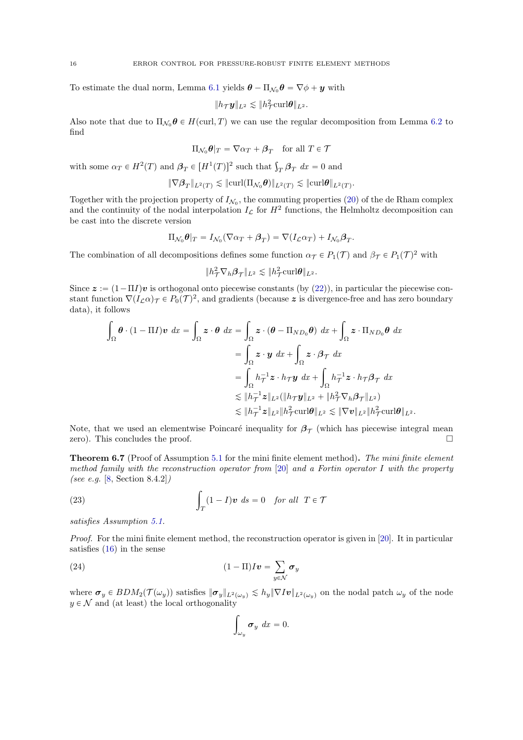To estimate the dual norm, Lemma 6.1 yields $\boldsymbol{\theta} - \Pi_{\mathcal{N}_0}\boldsymbol{\theta} = \nabla\phi + \boldsymbol{y}$ with

$$\|h_{\mathcal{T}}\boldsymbol{y}\|_{L^2} \lesssim \|h_{\mathcal{T}}^2 \mathrm{curl}\boldsymbol{\theta}\|_{L^2}.$$

Also note that due to $\Pi_{\mathcal{N}_0}\boldsymbol{\theta} \in H(\mathrm{curl}, T)$ we can use the regular decomposition from Lemma 6.2 to find

$$\Pi_{\mathcal{N}_0}\boldsymbol{\theta}|_T = \nabla\alpha_T + \boldsymbol{\beta}_T \quad \text{for all } T \in \mathcal{T}$$

with some $\alpha_T \in H^2(T)$ and $\boldsymbol{\beta}_T \in [H^1(T)]^2$ such that $\int_T \boldsymbol{\beta}_T \; dx = 0$ and

$$\|\nabla\boldsymbol{\beta}_T\|_{L^2(T)} \lesssim \|\mathrm{curl}(\Pi_{\mathcal{N}_0}\boldsymbol{\theta})\|_{L^2(T)} \lesssim \|\mathrm{curl}\boldsymbol{\theta}\|_{L^2(T)}.$$

Together with the projection property of $I_{\mathcal{N}_0}$, the commuting properties (20) of the de Rham complex and the continuity of the nodal interpolation $I_{\mathcal{L}}$ for $H^2$ functions, the Helmholtz decomposition can be cast into the discrete version

$$\Pi_{\mathcal{N}_0}\boldsymbol{\theta}|_T = I_{\mathcal{N}_0}(\nabla\alpha_T + \boldsymbol{\beta}_T) = \nabla(I_{\mathcal{L}}\alpha_T) + I_{\mathcal{N}_0}\boldsymbol{\beta}_T.$$

The combination of all decompositions defines some function $\alpha_{\mathcal{T}} \in P_1(\mathcal{T})$ and $\beta_{\mathcal{T}} \in P_1(\mathcal{T})^2$ with

$$\|h_{\mathcal{T}}^2 \nabla_h \boldsymbol{\beta}_{\mathcal{T}}\|_{L^2} \lesssim \|h_{\mathcal{T}}^2 \mathrm{curl}\boldsymbol{\theta}\|_{L^2}.$$

Since $\boldsymbol{z} := (1 - \Pi I)\boldsymbol{v}$ is orthogonal onto piecewise constants (by (22)), in particular the piecewise constant function $\nabla(I_{\mathcal{L}}\alpha)_{\mathcal{T}} \in P_0(\mathcal{T})^2$, and gradients (because $\boldsymbol{z}$ is divergence-free and has zero boundary data), it follows

$$\begin{aligned}
\int_\Omega \boldsymbol{\theta} \cdot (1 - \Pi I)\boldsymbol{v} \; dx = \int_\Omega \boldsymbol{z} \cdot \boldsymbol{\theta} \; dx &= \int_\Omega \boldsymbol{z} \cdot (\boldsymbol{\theta} - \Pi_{ND_0}\boldsymbol{\theta}) \; dx + \int_\Omega \boldsymbol{z} \cdot \Pi_{ND_0}\boldsymbol{\theta} \; dx \\
&= \int_\Omega \boldsymbol{z} \cdot \boldsymbol{y} \; dx + \int_\Omega \boldsymbol{z} \cdot \boldsymbol{\beta}_{\mathcal{T}} \; dx \\
&= \int_\Omega h_{\mathcal{T}}^{-1}\boldsymbol{z} \cdot h_{\mathcal{T}}\boldsymbol{y} \; dx + \int_\Omega h_{\mathcal{T}}^{-1}\boldsymbol{z} \cdot h_{\mathcal{T}}\boldsymbol{\beta}_{\mathcal{T}} \; dx \\
&\lesssim \|h_{\mathcal{T}}^{-1}\boldsymbol{z}\|_{L^2}(\|h_{\mathcal{T}}\boldsymbol{y}\|_{L^2} + \|h_{\mathcal{T}}^2 \nabla_h \boldsymbol{\beta}_{\mathcal{T}}\|_{L^2}) \\
&\lesssim \|h_{\mathcal{T}}^{-1}\boldsymbol{z}\|_{L^2} \|h_{\mathcal{T}}^2 \mathrm{curl}\boldsymbol{\theta}\|_{L^2} \lesssim \|\nabla\boldsymbol{v}\|_{L^2} \|h_{\mathcal{T}}^2 \mathrm{curl}\boldsymbol{\theta}\|_{L^2}.
\end{aligned}$$

Note, that we used an elementwise Poincaré inequality for $\boldsymbol{\beta}_{\mathcal{T}}$ (which has piecewise integral mean zero). This concludes the proof. ☐

**Theorem 6.7** (Proof of Assumption 5.1 for the mini finite element method)**.** *The mini finite element method family with the reconstruction operator from [20] and a Fortin operator $I$ with the property (see e.g. [8, Section 8.4.2])*

$$\int_T (1 - I)\boldsymbol{v} \; ds = 0 \quad \text{for all } \; T \in \mathcal{T} \tag{23}$$

*satisfies Assumption 5.1.*

*Proof.* For the mini finite element method, the reconstruction operator is given in [20]. It in particular satisfies (16) in the sense

$$(1 - \Pi)I\boldsymbol{v} = \sum_{y \in \mathcal{N}} \boldsymbol{\sigma}_y \tag{24}$$

where $\boldsymbol{\sigma}_y \in BDM_2(\mathcal{T}(\omega_y))$ satisfies $\|\boldsymbol{\sigma}_y\|_{L^2(\omega_y)} \lesssim h_y \|\nabla I\boldsymbol{v}\|_{L^2(\omega_y)}$ on the nodal patch $\omega_y$ of the node $y \in \mathcal{N}$ and (at least) the local orthogonality

$$\int_{\omega_y} \boldsymbol{\sigma}_y \; dx = 0.$$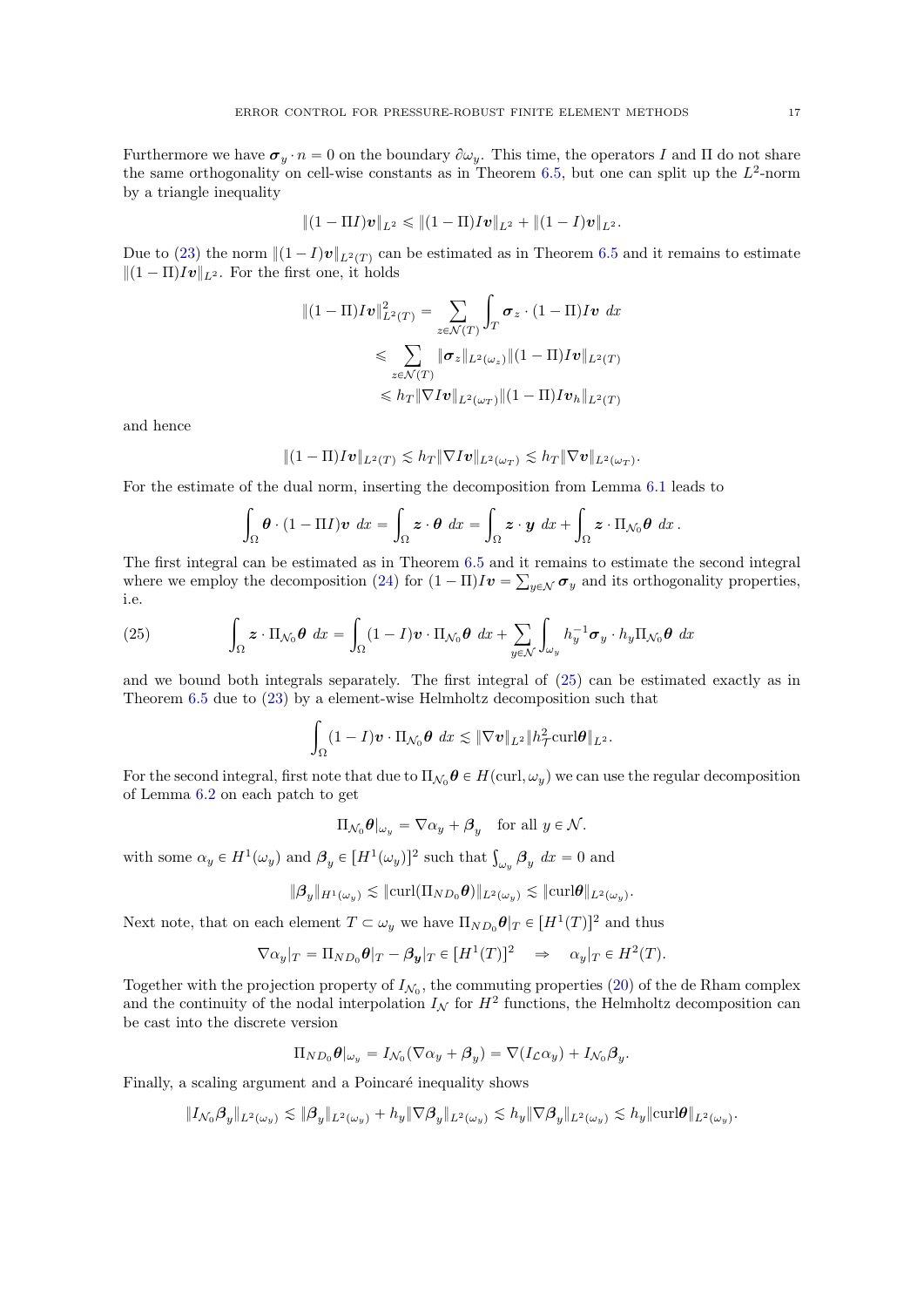Furthermore we have $\boldsymbol{\sigma}_y \cdot n = 0$ on the boundary $\partial\omega_y$. This time, the operators $I$ and $\Pi$ do not share the same orthogonality on cell-wise constants as in Theorem 6.5, but one can split up the $L^2$-norm by a triangle inequality

$$\|(1 - \Pi I)\boldsymbol{v}\|_{L^2} \leqslant \|(1 - \Pi)I\boldsymbol{v}\|_{L^2} + \|(1 - I)\boldsymbol{v}\|_{L^2}.$$

Due to (23) the norm $\|(1 - I)\boldsymbol{v}\|_{L^2(T)}$ can be estimated as in Theorem 6.5 and it remains to estimate $\|(1 - \Pi)I\boldsymbol{v}\|_{L^2}$. For the first one, it holds

$$\begin{aligned}
\|(1 - \Pi)I\boldsymbol{v}\|_{L^2(T)}^2 &= \sum_{z \in \mathcal{N}(T)} \int_T \boldsymbol{\sigma}_z \cdot (1 - \Pi)I\boldsymbol{v} \; dx \\
&\leqslant \sum_{z \in \mathcal{N}(T)} \|\boldsymbol{\sigma}_z\|_{L^2(\omega_z)} \|(1 - \Pi)I\boldsymbol{v}\|_{L^2(T)} \\
&\leqslant h_T \|\nabla I\boldsymbol{v}\|_{L^2(\omega_T)} \|(1 - \Pi)I\boldsymbol{v}_h\|_{L^2(T)}
\end{aligned}$$

and hence

$$\|(1 - \Pi)I\boldsymbol{v}\|_{L^2(T)} \lesssim h_T \|\nabla I\boldsymbol{v}\|_{L^2(\omega_T)} \lesssim h_T \|\nabla \boldsymbol{v}\|_{L^2(\omega_T)}.$$

For the estimate of the dual norm, inserting the decomposition from Lemma 6.1 leads to

$$\int_\Omega \boldsymbol{\theta} \cdot (1 - \Pi I)\boldsymbol{v} \; dx = \int_\Omega \boldsymbol{z} \cdot \boldsymbol{\theta} \; dx = \int_\Omega \boldsymbol{z} \cdot \boldsymbol{y} \; dx + \int_\Omega \boldsymbol{z} \cdot \Pi_{\mathcal{N}_0} \boldsymbol{\theta} \; dx\,.$$

The first integral can be estimated as in Theorem 6.5 and it remains to estimate the second integral where we employ the decomposition (24) for $(1 - \Pi)I\boldsymbol{v} = \sum_{y \in \mathcal{N}} \boldsymbol{\sigma}_y$ and its orthogonality properties, i.e.

$$\int_\Omega \boldsymbol{z} \cdot \Pi_{\mathcal{N}_0} \boldsymbol{\theta} \; dx = \int_\Omega (1 - I)\boldsymbol{v} \cdot \Pi_{\mathcal{N}_0} \boldsymbol{\theta} \; dx + \sum_{y \in \mathcal{N}} \int_{\omega_y} h_y^{-1} \boldsymbol{\sigma}_y \cdot h_y \Pi_{\mathcal{N}_0} \boldsymbol{\theta} \; dx \tag{25}$$

and we bound both integrals separately. The first integral of (25) can be estimated exactly as in Theorem 6.5 due to (23) by a element-wise Helmholtz decomposition such that

$$\int_\Omega (1 - I)\boldsymbol{v} \cdot \Pi_{\mathcal{N}_0} \boldsymbol{\theta} \; dx \lesssim \|\nabla \boldsymbol{v}\|_{L^2} \|h_{\mathcal{T}}^2 \operatorname{curl} \boldsymbol{\theta}\|_{L^2}.$$

For the second integral, first note that due to $\Pi_{\mathcal{N}_0} \boldsymbol{\theta} \in H(\operatorname{curl}, \omega_y)$ we can use the regular decomposition of Lemma 6.2 on each patch to get

$$\Pi_{\mathcal{N}_0} \boldsymbol{\theta}|_{\omega_y} = \nabla \alpha_y + \boldsymbol{\beta}_y \quad \text{for all } y \in \mathcal{N}.$$

with some $\alpha_y \in H^1(\omega_y)$ and $\boldsymbol{\beta}_y \in [H^1(\omega_y)]^2$ such that $\int_{\omega_y} \boldsymbol{\beta}_y \; dx = 0$ and

$$\|\boldsymbol{\beta}_y\|_{H^1(\omega_y)} \lesssim \|\operatorname{curl}(\Pi_{ND_0} \boldsymbol{\theta})\|_{L^2(\omega_y)} \lesssim \|\operatorname{curl} \boldsymbol{\theta}\|_{L^2(\omega_y)}.$$

Next note, that on each element $T \subset \omega_y$ we have $\Pi_{ND_0} \boldsymbol{\theta}|_T \in [H^1(T)]^2$ and thus

$$\nabla \alpha_y|_T = \Pi_{ND_0} \boldsymbol{\theta}|_T - \boldsymbol{\beta}_{\boldsymbol{y}}|_T \in [H^1(T)]^2 \quad \Rightarrow \quad \alpha_y|_T \in H^2(T).$$

Together with the projection property of $I_{\mathcal{N}_0}$, the commuting properties (20) of the de Rham complex and the continuity of the nodal interpolation $I_{\mathcal{N}}$ for $H^2$ functions, the Helmholtz decomposition can be cast into the discrete version

$$\Pi_{ND_0} \boldsymbol{\theta}|_{\omega_y} = I_{\mathcal{N}_0}(\nabla \alpha_y + \boldsymbol{\beta}_y) = \nabla(I_{\mathcal{L}} \alpha_y) + I_{\mathcal{N}_0} \boldsymbol{\beta}_y.$$

Finally, a scaling argument and a Poincaré inequality shows

$$\|I_{\mathcal{N}_0} \boldsymbol{\beta}_y\|_{L^2(\omega_y)} \lesssim \|\boldsymbol{\beta}_y\|_{L^2(\omega_y)} + h_y \|\nabla \boldsymbol{\beta}_y\|_{L^2(\omega_y)} \lesssim h_y \|\nabla \boldsymbol{\beta}_y\|_{L^2(\omega_y)} \lesssim h_y \|\operatorname{curl} \boldsymbol{\theta}\|_{L^2(\omega_y)}.$$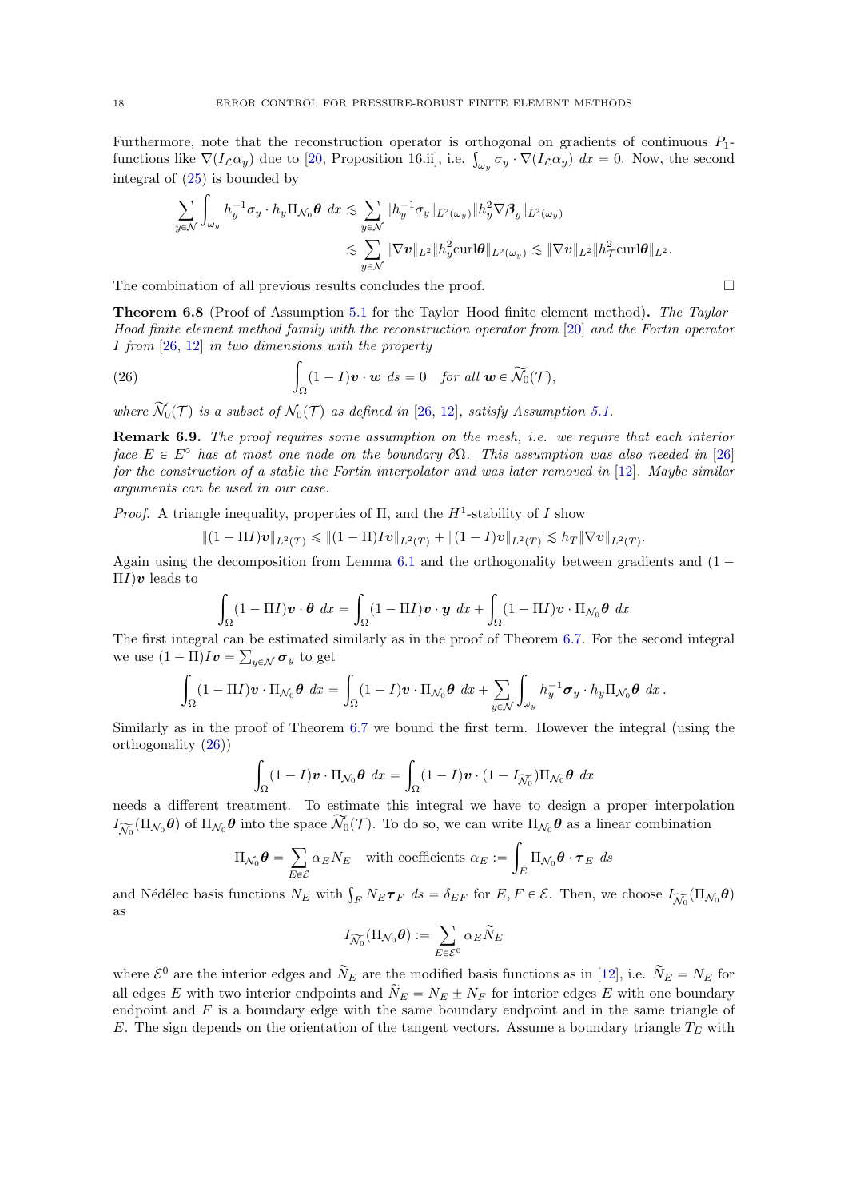Furthermore, note that the reconstruction operator is orthogonal on gradients of continuous $P_1$-functions like $\nabla(I_{\mathcal{L}}\alpha_y)$ due to [20, Proposition 16.ii], i.e. $\int_{\omega_y} \sigma_y \cdot \nabla(I_{\mathcal{L}}\alpha_y)\ dx = 0$. Now, the second integral of (25) is bounded by

$$
\begin{aligned}
\sum_{y\in\mathcal{N}} \int_{\omega_y} h_y^{-1}\sigma_y \cdot h_y \Pi_{\mathcal{N}_0}\boldsymbol{\theta}\ dx &\lesssim \sum_{y\in\mathcal{N}} \|h_y^{-1}\sigma_y\|_{L^2(\omega_y)} \|h_y^2 \nabla \boldsymbol{\beta}_y\|_{L^2(\omega_y)} \\
&\lesssim \sum_{y\in\mathcal{N}} \|\nabla \boldsymbol{v}\|_{L^2} \|h_y^2 \mathrm{curl}\boldsymbol{\theta}\|_{L^2(\omega_y)} \lesssim \|\nabla \boldsymbol{v}\|_{L^2} \|h_{\mathcal{T}}^2 \mathrm{curl}\boldsymbol{\theta}\|_{L^2}.
\end{aligned}
$$

The combination of all previous results concludes the proof. □

**Theorem 6.8** (Proof of Assumption 5.1 for the Taylor–Hood finite element method)**.** *The Taylor–Hood finite element method family with the reconstruction operator from [20] and the Fortin operator $I$ from [26, 12] in two dimensions with the property*

$$
\int_{\Omega} (1 - I)\boldsymbol{v} \cdot \boldsymbol{w}\ ds = 0 \quad \text{for all } \boldsymbol{w} \in \widetilde{\mathcal{N}_0}(\mathcal{T}), \tag{26}
$$

*where $\widetilde{\mathcal{N}_0}(\mathcal{T})$ is a subset of $\mathcal{N}_0(\mathcal{T})$ as defined in [26, 12], satisfy Assumption 5.1.*

**Remark 6.9.** *The proof requires some assumption on the mesh, i.e. we require that each interior face $E \in E^\circ$ has at most one node on the boundary $\partial\Omega$. This assumption was also needed in [26] for the construction of a stable the Fortin interpolator and was later removed in [12]. Maybe similar arguments can be used in our case.*

*Proof.* A triangle inequality, properties of $\Pi$, and the $H^1$-stability of $I$ show

$$
\|(1 - \Pi I)\boldsymbol{v}\|_{L^2(T)} \leqslant \|(1 - \Pi)I\boldsymbol{v}\|_{L^2(T)} + \|(1 - I)\boldsymbol{v}\|_{L^2(T)} \lesssim h_T \|\nabla \boldsymbol{v}\|_{L^2(T)}.
$$

Again using the decomposition from Lemma 6.1 and the orthogonality between gradients and $(1 - \Pi I)\boldsymbol{v}$ leads to

$$
\int_{\Omega} (1 - \Pi I)\boldsymbol{v} \cdot \boldsymbol{\theta}\ dx = \int_{\Omega} (1 - \Pi I)\boldsymbol{v} \cdot \boldsymbol{y}\ dx + \int_{\Omega} (1 - \Pi I)\boldsymbol{v} \cdot \Pi_{\mathcal{N}_0}\boldsymbol{\theta}\ dx
$$

The first integral can be estimated similarly as in the proof of Theorem 6.7. For the second integral we use $(1 - \Pi)I\boldsymbol{v} = \sum_{y\in\mathcal{N}} \boldsymbol{\sigma}_y$ to get

$$
\int_{\Omega} (1 - \Pi I)\boldsymbol{v} \cdot \Pi_{\mathcal{N}_0}\boldsymbol{\theta}\ dx = \int_{\Omega} (1 - I)\boldsymbol{v} \cdot \Pi_{\mathcal{N}_0}\boldsymbol{\theta}\ dx + \sum_{y\in\mathcal{N}} \int_{\omega_y} h_y^{-1}\boldsymbol{\sigma}_y \cdot h_y \Pi_{\mathcal{N}_0}\boldsymbol{\theta}\ dx\,.
$$

Similarly as in the proof of Theorem 6.7 we bound the first term. However the integral (using the orthogonality (26))

$$
\int_{\Omega} (1 - I)\boldsymbol{v} \cdot \Pi_{\mathcal{N}_0}\boldsymbol{\theta}\ dx = \int_{\Omega} (1 - I)\boldsymbol{v} \cdot (1 - I_{\widetilde{\mathcal{N}_0}})\Pi_{\mathcal{N}_0}\boldsymbol{\theta}\ dx
$$

needs a different treatment. To estimate this integral we have to design a proper interpolation $I_{\widetilde{\mathcal{N}_0}}(\Pi_{\mathcal{N}_0}\boldsymbol{\theta})$ of $\Pi_{\mathcal{N}_0}\boldsymbol{\theta}$ into the space $\widetilde{\mathcal{N}_0}(\mathcal{T})$. To do so, we can write $\Pi_{\mathcal{N}_0}\boldsymbol{\theta}$ as a linear combination

$$
\Pi_{\mathcal{N}_0}\boldsymbol{\theta} = \sum_{E\in\mathcal{E}} \alpha_E N_E \quad \text{with coefficients } \alpha_E := \int_E \Pi_{\mathcal{N}_0}\boldsymbol{\theta} \cdot \boldsymbol{\tau}_E\ ds
$$

and Nédélec basis functions $N_E$ with $\int_F N_E \boldsymbol{\tau}_F\ ds = \delta_{EF}$ for $E, F \in \mathcal{E}$. Then, we choose $I_{\widetilde{\mathcal{N}_0}}(\Pi_{\mathcal{N}_0}\boldsymbol{\theta})$ as

$$
I_{\widetilde{\mathcal{N}_0}}(\Pi_{\mathcal{N}_0}\boldsymbol{\theta}) := \sum_{E\in\mathcal{E}^0} \alpha_E \widetilde{N}_E
$$

where $\mathcal{E}^0$ are the interior edges and $\widetilde{N}_E$ are the modified basis functions as in [12], i.e. $\widetilde{N}_E = N_E$ for all edges $E$ with two interior endpoints and $\widetilde{N}_E = N_E \pm N_F$ for interior edges $E$ with one boundary endpoint and $F$ is a boundary edge with the same boundary endpoint and in the same triangle of $E$. The sign depends on the orientation of the tangent vectors. Assume a boundary triangle $T_E$ with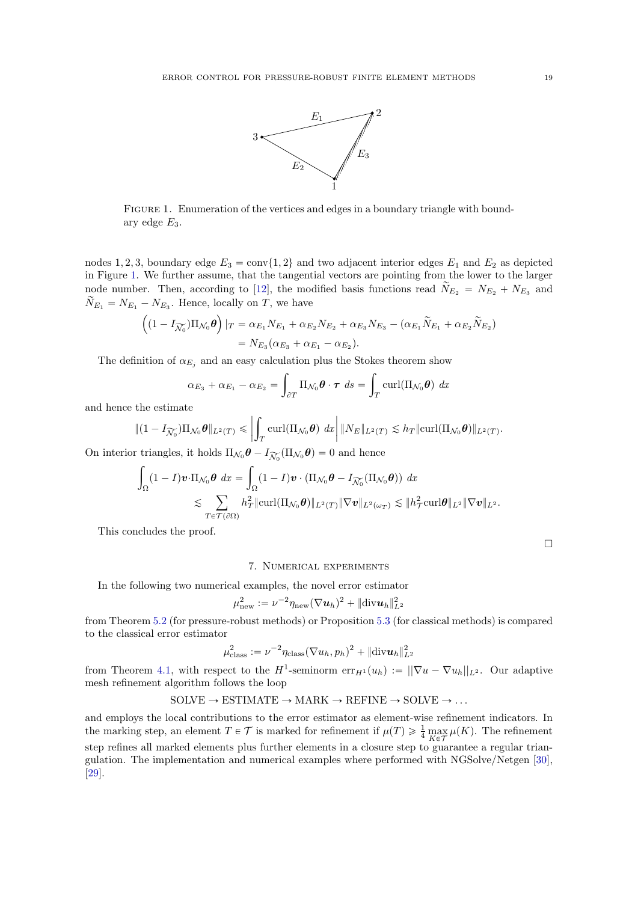FIGURE 1. Enumeration of the vertices and edges in a boundary triangle with boundary edge $E_3$.

nodes $1, 2, 3$, boundary edge $E_3 = \operatorname{conv}\{1, 2\}$ and two adjacent interior edges $E_1$ and $E_2$ as depicted in Figure 1. We further assume, that the tangential vectors are pointing from the lower to the larger node number. Then, according to [12], the modified basis functions read $\widetilde{N}_{E_2} = N_{E_2} + N_{E_3}$ and $\widetilde{N}_{E_1} = N_{E_1} - N_{E_3}$. Hence, locally on $T$, we have

$$
\begin{aligned}
\Big((1 - I_{\widetilde{\mathcal{N}_0}})\Pi_{\mathcal{N}_0}\boldsymbol{\theta}\Big)\,|_T &= \alpha_{E_1} N_{E_1} + \alpha_{E_2} N_{E_2} + \alpha_{E_3} N_{E_3} - (\alpha_{E_1}\widetilde{N}_{E_1} + \alpha_{E_2}\widetilde{N}_{E_2}) \\
&= N_{E_3}(\alpha_{E_3} + \alpha_{E_1} - \alpha_{E_2}).
\end{aligned}
$$

The definition of $\alpha_{E_j}$ and an easy calculation plus the Stokes theorem show

$$
\alpha_{E_3} + \alpha_{E_1} - \alpha_{E_2} = \int_{\partial T} \Pi_{\mathcal{N}_0}\boldsymbol{\theta} \cdot \boldsymbol{\tau}\; ds = \int_T \operatorname{curl}(\Pi_{\mathcal{N}_0}\boldsymbol{\theta})\; dx
$$

and hence the estimate

$$
\|(1 - I_{\widetilde{\mathcal{N}_0}})\Pi_{\mathcal{N}_0}\boldsymbol{\theta}\|_{L^2(T)} \leqslant \left| \int_T \operatorname{curl}(\Pi_{\mathcal{N}_0}\boldsymbol{\theta})\; dx \right| \|N_E\|_{L^2(T)} \lesssim h_T \|\operatorname{curl}(\Pi_{\mathcal{N}_0}\boldsymbol{\theta})\|_{L^2(T)}.
$$

On interior triangles, it holds $\Pi_{\mathcal{N}_0}\boldsymbol{\theta} - I_{\widetilde{\mathcal{N}_0}}(\Pi_{\mathcal{N}_0}\boldsymbol{\theta}) = 0$ and hence

$$
\begin{aligned}
\int_\Omega (1 - I)\boldsymbol{v} \cdot \Pi_{\mathcal{N}_0}\boldsymbol{\theta}\; dx &= \int_\Omega (1 - I)\boldsymbol{v} \cdot (\Pi_{\mathcal{N}_0}\boldsymbol{\theta} - I_{\widetilde{\mathcal{N}_0}}(\Pi_{\mathcal{N}_0}\boldsymbol{\theta}))\; dx \\
&\lesssim \sum_{T \in \mathcal{T}(\partial\Omega)} h_T^2 \|\operatorname{curl}(\Pi_{\mathcal{N}_0}\boldsymbol{\theta})\|_{L^2(T)} \|\nabla \boldsymbol{v}\|_{L^2(\omega_T)} \lesssim \|h_{\mathcal{T}}^2 \operatorname{curl}\boldsymbol{\theta}\|_{L^2} \|\nabla \boldsymbol{v}\|_{L^2}.
\end{aligned}
$$

This concludes the proof. $\square$

## 7. Numerical experiments

In the following two numerical examples, the novel error estimator

$$
\mu_{\text{new}}^2 := \nu^{-2}\eta_{\text{new}}(\nabla \boldsymbol{u}_h)^2 + \|\operatorname{div}\boldsymbol{u}_h\|_{L^2}^2
$$

from Theorem 5.2 (for pressure-robust methods) or Proposition 5.3 (for classical methods) is compared to the classical error estimator

$$
\mu_{\text{class}}^2 := \nu^{-2}\eta_{\text{class}}(\nabla u_h, p_h)^2 + \|\operatorname{div}\boldsymbol{u}_h\|_{L^2}^2
$$

from Theorem 4.1, with respect to the $H^1$-seminorm $\operatorname{err}_{H^1}(u_h) := ||\nabla u - \nabla u_h||_{L^2}$. Our adaptive mesh refinement algorithm follows the loop

$$
\text{SOLVE} \rightarrow \text{ESTIMATE} \rightarrow \text{MARK} \rightarrow \text{REFINE} \rightarrow \text{SOLVE} \rightarrow \ldots
$$

and employs the local contributions to the error estimator as element-wise refinement indicators. In the marking step, an element $T \in \mathcal{T}$ is marked for refinement if $\mu(T) \geqslant \frac{1}{4} \max_{K \in \mathcal{T}} \mu(K)$. The refinement step refines all marked elements plus further elements in a closure step to guarantee a regular triangulation. The implementation and numerical examples where performed with NGSolve/Netgen [30], [29].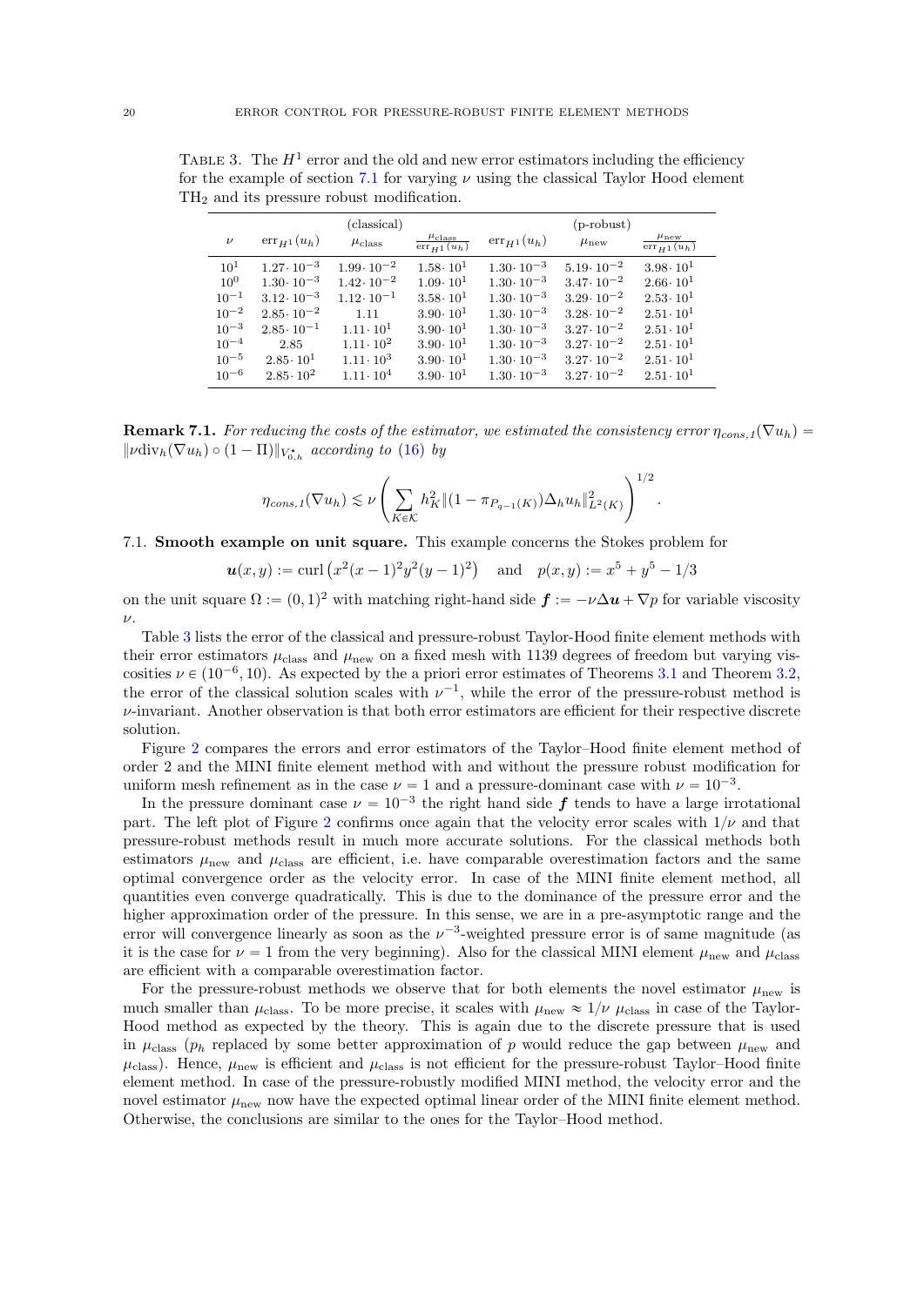TABLE 3. The $H^1$ error and the old and new error estimators including the efficiency for the example of section 7.1 for varying $\nu$ using the classical Taylor Hood element $\mathrm{TH}_2$ and its pressure robust modification.

| | (classical) | | | (p-robust) | | |
|---|---|---|---|---|---|---|
| $\nu$ | $\mathrm{err}_{H^1}(u_h)$ | $\mu_{\mathrm{class}}$ | $\frac{\mu_{\mathrm{class}}}{\mathrm{err}_{H^1}(u_h)}$ | $\mathrm{err}_{H^1}(u_h)$ | $\mu_{\mathrm{new}}$ | $\frac{\mu_{\mathrm{new}}}{\mathrm{err}_{H^1}(u_h)}$ |
| $10^1$ | $1.27\cdot 10^{-3}$ | $1.99\cdot 10^{-2}$ | $1.58\cdot 10^1$ | $1.30\cdot 10^{-3}$ | $5.19\cdot 10^{-2}$ | $3.98\cdot 10^1$ |
| $10^0$ | $1.30\cdot 10^{-3}$ | $1.42\cdot 10^{-2}$ | $1.09\cdot 10^1$ | $1.30\cdot 10^{-3}$ | $3.47\cdot 10^{-2}$ | $2.66\cdot 10^1$ |
| $10^{-1}$ | $3.12\cdot 10^{-3}$ | $1.12\cdot 10^{-1}$ | $3.58\cdot 10^1$ | $1.30\cdot 10^{-3}$ | $3.29\cdot 10^{-2}$ | $2.53\cdot 10^1$ |
| $10^{-2}$ | $2.85\cdot 10^{-2}$ | $1.11$ | $3.90\cdot 10^1$ | $1.30\cdot 10^{-3}$ | $3.28\cdot 10^{-2}$ | $2.51\cdot 10^1$ |
| $10^{-3}$ | $2.85\cdot 10^{-1}$ | $1.11\cdot 10^1$ | $3.90\cdot 10^1$ | $1.30\cdot 10^{-3}$ | $3.27\cdot 10^{-2}$ | $2.51\cdot 10^1$ |
| $10^{-4}$ | $2.85$ | $1.11\cdot 10^2$ | $3.90\cdot 10^1$ | $1.30\cdot 10^{-3}$ | $3.27\cdot 10^{-2}$ | $2.51\cdot 10^1$ |
| $10^{-5}$ | $2.85\cdot 10^1$ | $1.11\cdot 10^3$ | $3.90\cdot 10^1$ | $1.30\cdot 10^{-3}$ | $3.27\cdot 10^{-2}$ | $2.51\cdot 10^1$ |
| $10^{-6}$ | $2.85\cdot 10^2$ | $1.11\cdot 10^4$ | $3.90\cdot 10^1$ | $1.30\cdot 10^{-3}$ | $3.27\cdot 10^{-2}$ | $2.51\cdot 10^1$ |

**Remark 7.1.** *For reducing the costs of the estimator, we estimated the consistency error* $\eta_{cons,1}(\nabla u_h) = \|\nu \mathrm{div}_h(\nabla u_h) \circ (1-\Pi)\|_{V_{0,h}^\star}$ *according to* (16) *by*

$$\eta_{cons,1}(\nabla u_h) \lesssim \nu \left( \sum_{K\in\mathcal{K}} h_K^2 \|(1-\pi_{P_{q-1}(K)})\Delta_h u_h\|^2_{L^2(K)} \right)^{1/2}.$$

## 7.1. Smooth example on unit square.

This example concerns the Stokes problem for

$$\boldsymbol{u}(x,y) := \mathrm{curl}\left(x^2(x-1)^2 y^2 (y-1)^2\right) \quad \text{and} \quad p(x,y) := x^5 + y^5 - 1/3$$

on the unit square $\Omega := (0,1)^2$ with matching right-hand side $\boldsymbol{f} := -\nu\Delta\boldsymbol{u} + \nabla p$ for variable viscosity $\nu$.

Table 3 lists the error of the classical and pressure-robust Taylor-Hood finite element methods with their error estimators $\mu_{\mathrm{class}}$ and $\mu_{\mathrm{new}}$ on a fixed mesh with 1139 degrees of freedom but varying viscosities $\nu \in (10^{-6}, 10)$. As expected by the a priori error estimates of Theorems 3.1 and Theorem 3.2, the error of the classical solution scales with $\nu^{-1}$, while the error of the pressure-robust method is $\nu$-invariant. Another observation is that both error estimators are efficient for their respective discrete solution.

Figure 2 compares the errors and error estimators of the Taylor–Hood finite element method of order 2 and the MINI finite element method with and without the pressure robust modification for uniform mesh refinement as in the case $\nu = 1$ and a pressure-dominant case with $\nu = 10^{-3}$.

In the pressure dominant case $\nu = 10^{-3}$ the right hand side $\boldsymbol{f}$ tends to have a large irrotational part. The left plot of Figure 2 confirms once again that the velocity error scales with $1/\nu$ and that pressure-robust methods result in much more accurate solutions. For the classical methods both estimators $\mu_{\mathrm{new}}$ and $\mu_{\mathrm{class}}$ are efficient, i.e. have comparable overestimation factors and the same optimal convergence order as the velocity error. In case of the MINI finite element method, all quantities even converge quadratically. This is due to the dominance of the pressure error and the higher approximation order of the pressure. In this sense, we are in a pre-asymptotic range and the error will convergence linearly as soon as the $\nu^{-3}$-weighted pressure error is of same magnitude (as it is the case for $\nu = 1$ from the very beginning). Also for the classical MINI element $\mu_{\mathrm{new}}$ and $\mu_{\mathrm{class}}$ are efficient with a comparable overestimation factor.

For the pressure-robust methods we observe that for both elements the novel estimator $\mu_{\mathrm{new}}$ is much smaller than $\mu_{\mathrm{class}}$. To be more precise, it scales with $\mu_{\mathrm{new}} \approx 1/\nu\ \mu_{\mathrm{class}}$ in case of the Taylor-Hood method as expected by the theory. This is again due to the discrete pressure that is used in $\mu_{\mathrm{class}}$ ($p_h$ replaced by some better approximation of $p$ would reduce the gap between $\mu_{\mathrm{new}}$ and $\mu_{\mathrm{class}}$). Hence, $\mu_{\mathrm{new}}$ is efficient and $\mu_{\mathrm{class}}$ is not efficient for the pressure-robust Taylor–Hood finite element method. In case of the pressure-robustly modified MINI method, the velocity error and the novel estimator $\mu_{\mathrm{new}}$ now have the expected optimal linear order of the MINI finite element method. Otherwise, the conclusions are similar to the ones for the Taylor–Hood method.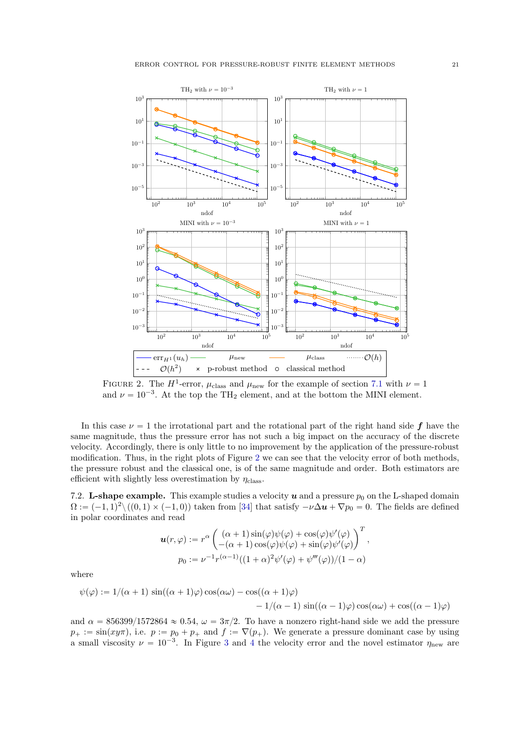FIGURE 2. The $H^1$-error, $\mu_{\text{class}}$ and $\mu_{\text{new}}$ for the example of section 7.1 with $\nu = 1$ and $\nu = 10^{-3}$. At the top the $\text{TH}_2$ element, and at the bottom the MINI element.

In this case $\nu = 1$ the irrotational part and the rotational part of the right hand side $\boldsymbol{f}$ have the same magnitude, thus the pressure error has not such a big impact on the accuracy of the discrete velocity. Accordingly, there is only little to no improvement by the application of the pressure-robust modification. Thus, in the right plots of Figure 2 we can see that the velocity error of both methods, the pressure robust and the classical one, is of the same magnitude and order. Both estimators are efficient with slightly less overestimation by $\eta_{\text{class}}$.

7.2. **L-shape example.** This example studies a velocity $\boldsymbol{u}$ and a pressure $p_0$ on the L-shaped domain $\Omega := (-1,1)^2 \setminus ((0,1) \times (-1,0))$ taken from [34] that satisfy $-\nu\Delta\boldsymbol{u} + \nabla p_0 = 0$. The fields are defined in polar coordinates and read

$$\boldsymbol{u}(r,\varphi) := r^\alpha \begin{pmatrix} (\alpha+1)\sin(\varphi)\psi(\varphi) + \cos(\varphi)\psi'(\varphi) \\ -(\alpha+1)\cos(\varphi)\psi(\varphi) + \sin(\varphi)\psi'(\varphi) \end{pmatrix}^T,$$

$$p_0 := \nu^{-1} r^{(\alpha-1)}((1+\alpha)^2\psi'(\varphi) + \psi'''(\varphi))/(1-\alpha)$$

where

$$\psi(\varphi) := 1/(\alpha+1)\,\sin((\alpha+1)\varphi)\cos(\alpha\omega) - \cos((\alpha+1)\varphi) \\ - 1/(\alpha-1)\,\sin((\alpha-1)\varphi)\cos(\alpha\omega) + \cos((\alpha-1)\varphi)$$

and $\alpha = 856399/1572864 \approx 0.54$, $\omega = 3\pi/2$. To have a nonzero right-hand side we add the pressure $p_+ := \sin(xy\pi)$, i.e. $p := p_0 + p_+$ and $f := \nabla(p_+)$. We generate a pressure dominant case by using a small viscosity $\nu = 10^{-3}$. In Figure 3 and 4 the velocity error and the novel estimator $\eta_{\text{new}}$ are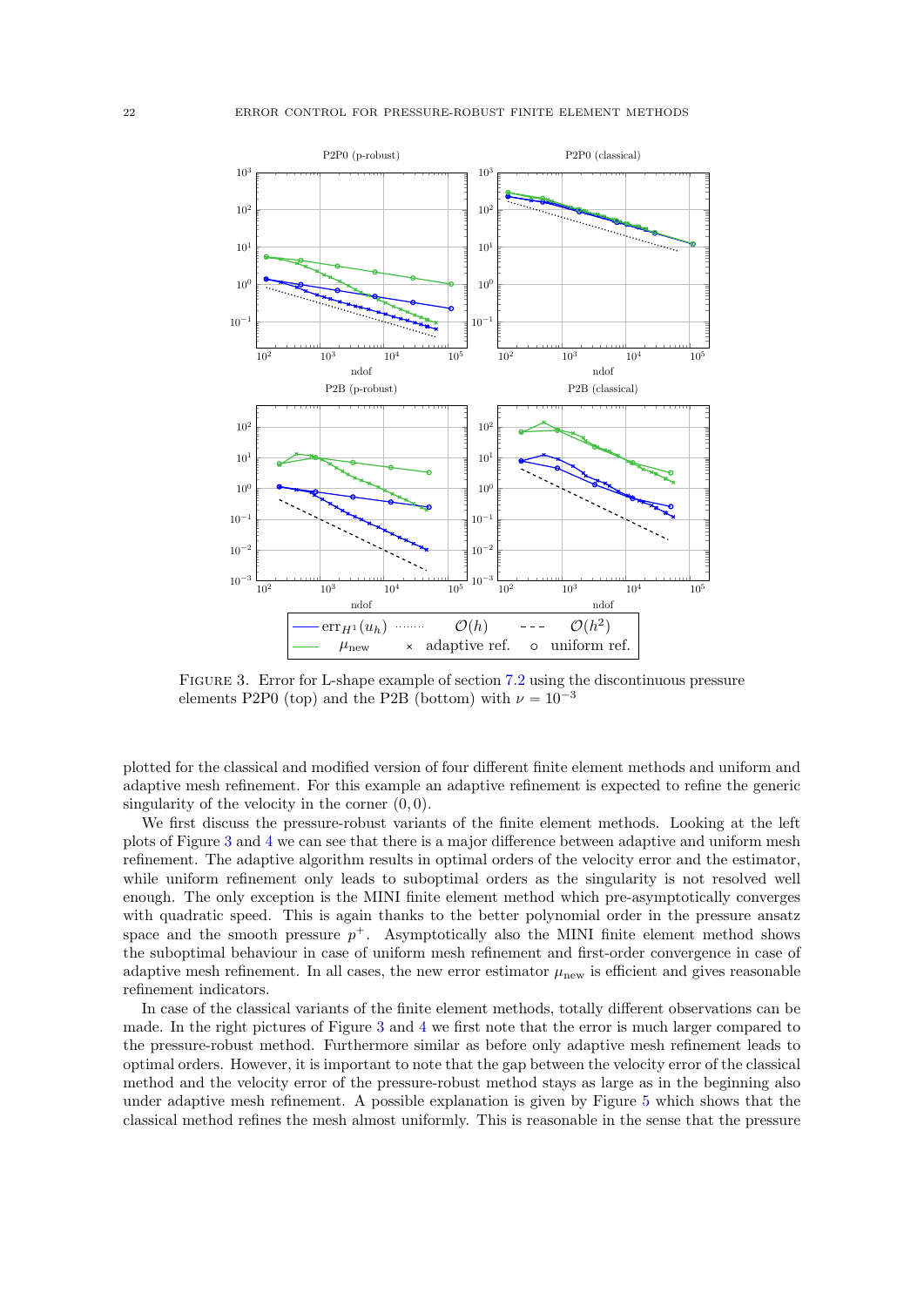FIGURE 3. Error for L-shape example of section 7.2 using the discontinuous pressure elements P2P0 (top) and the P2B (bottom) with $\nu = 10^{-3}$

plotted for the classical and modified version of four different finite element methods and uniform and adaptive mesh refinement. For this example an adaptive refinement is expected to refine the generic singularity of the velocity in the corner $(0, 0)$.

We first discuss the pressure-robust variants of the finite element methods. Looking at the left plots of Figure 3 and 4 we can see that there is a major difference between adaptive and uniform mesh refinement. The adaptive algorithm results in optimal orders of the velocity error and the estimator, while uniform refinement only leads to suboptimal orders as the singularity is not resolved well enough. The only exception is the MINI finite element method which pre-asymptotically converges with quadratic speed. This is again thanks to the better polynomial order in the pressure ansatz space and the smooth pressure $p^+$. Asymptotically also the MINI finite element method shows the suboptimal behaviour in case of uniform mesh refinement and first-order convergence in case of adaptive mesh refinement. In all cases, the new error estimator $\mu_{\text{new}}$ is efficient and gives reasonable refinement indicators.

In case of the classical variants of the finite element methods, totally different observations can be made. In the right pictures of Figure 3 and 4 we first note that the error is much larger compared to the pressure-robust method. Furthermore similar as before only adaptive mesh refinement leads to optimal orders. However, it is important to note that the gap between the velocity error of the classical method and the velocity error of the pressure-robust method stays as large as in the beginning also under adaptive mesh refinement. A possible explanation is given by Figure 5 which shows that the classical method refines the mesh almost uniformly. This is reasonable in the sense that the pressure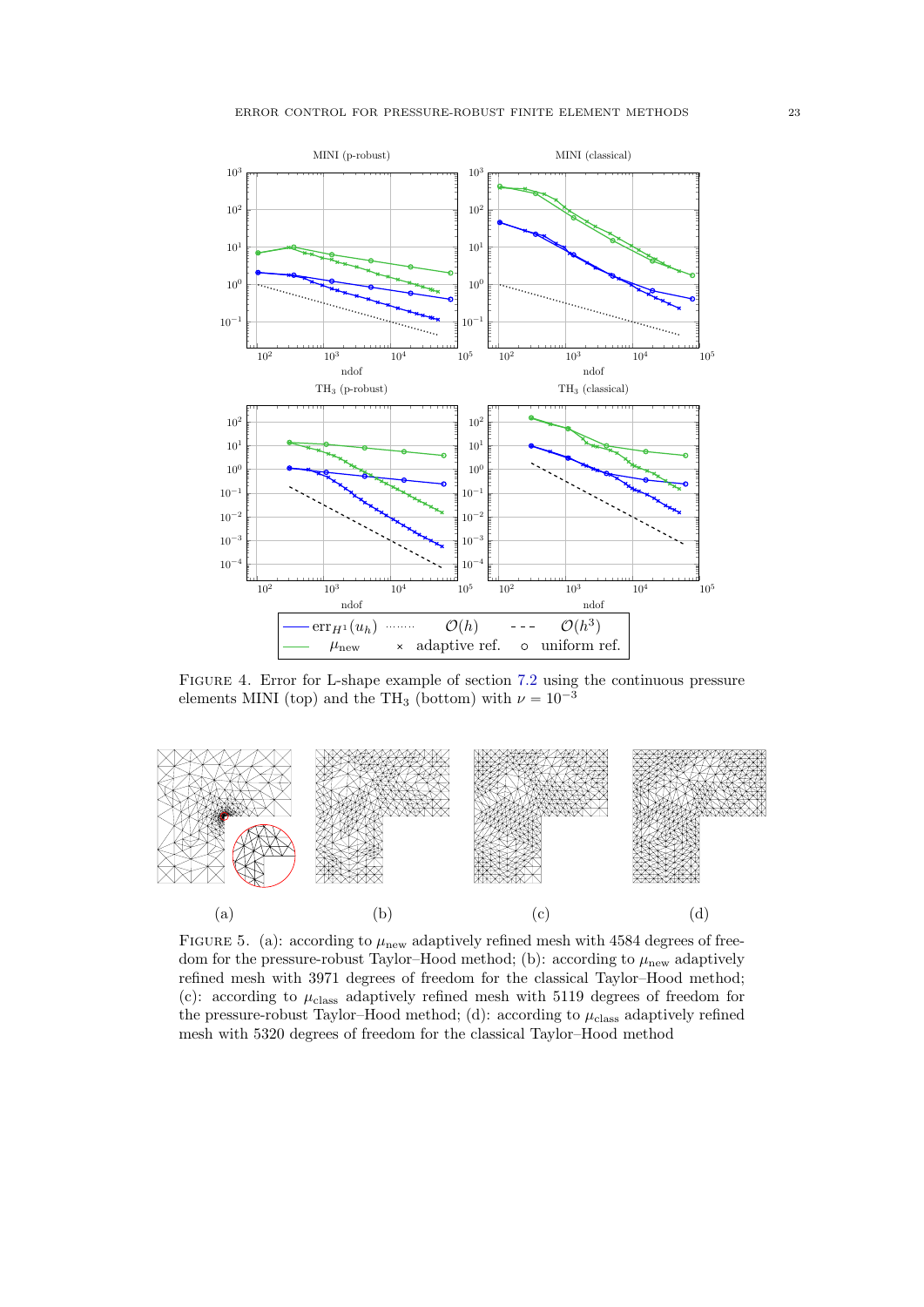FIGURE 4. Error for L-shape example of section 7.2 using the continuous pressure elements MINI (top) and the $TH_3$ (bottom) with $\nu = 10^{-3}$

FIGURE 5. (a): according to $\mu_{\text{new}}$ adaptively refined mesh with 4584 degrees of freedom for the pressure-robust Taylor–Hood method; (b): according to $\mu_{\text{new}}$ adaptively refined mesh with 3971 degrees of freedom for the classical Taylor–Hood method; (c): according to $\mu_{\text{class}}$ adaptively refined mesh with 5119 degrees of freedom for the pressure-robust Taylor–Hood method; (d): according to $\mu_{\text{class}}$ adaptively refined mesh with 5320 degrees of freedom for the classical Taylor–Hood method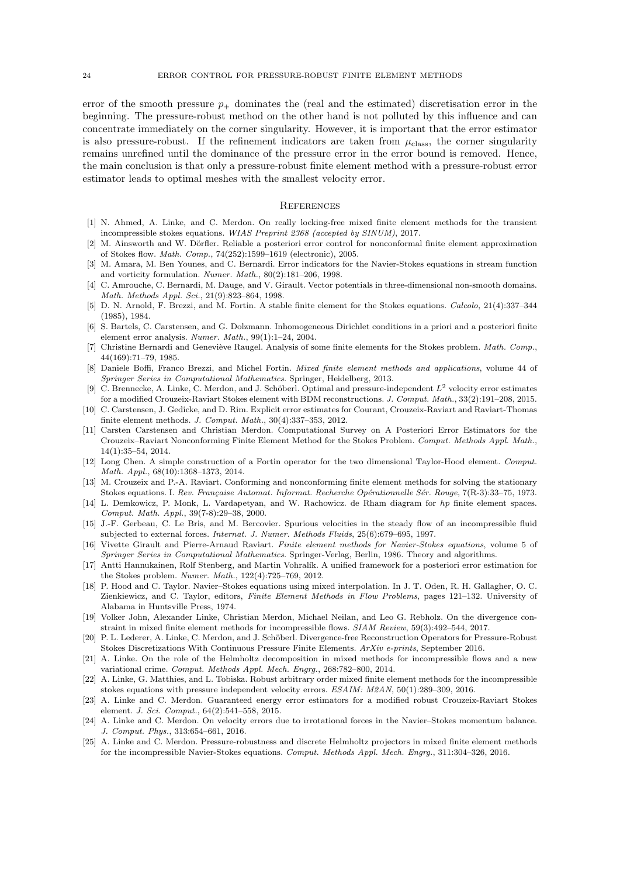error of the smooth pressure $p_+$ dominates the (real and the estimated) discretisation error in the beginning. The pressure-robust method on the other hand is not polluted by this influence and can concentrate immediately on the corner singularity. However, it is important that the error estimator is also pressure-robust. If the refinement indicators are taken from $\mu_{\text{class}}$, the corner singularity remains unrefined until the dominance of the pressure error in the error bound is removed. Hence, the main conclusion is that only a pressure-robust finite element method with a pressure-robust error estimator leads to optimal meshes with the smallest velocity error.

## References

[1] N. Ahmed, A. Linke, and C. Merdon. On really locking-free mixed finite element methods for the transient incompressible stokes equations. *WIAS Preprint 2368 (accepted by SINUM)*, 2017.

[2] M. Ainsworth and W. Dörfler. Reliable a posteriori error control for nonconformal finite element approximation of Stokes flow. *Math. Comp.*, 74(252):1599–1619 (electronic), 2005.

[3] M. Amara, M. Ben Younes, and C. Bernardi. Error indicators for the Navier-Stokes equations in stream function and vorticity formulation. *Numer. Math.*, 80(2):181–206, 1998.

[4] C. Amrouche, C. Bernardi, M. Dauge, and V. Girault. Vector potentials in three-dimensional non-smooth domains. *Math. Methods Appl. Sci.*, 21(9):823–864, 1998.

[5] D. N. Arnold, F. Brezzi, and M. Fortin. A stable finite element for the Stokes equations. *Calcolo*, 21(4):337–344 (1985), 1984.

[6] S. Bartels, C. Carstensen, and G. Dolzmann. Inhomogeneous Dirichlet conditions in a priori and a posteriori finite element error analysis. *Numer. Math.*, 99(1):1–24, 2004.

[7] Christine Bernardi and Geneviève Raugel. Analysis of some finite elements for the Stokes problem. *Math. Comp.*, 44(169):71–79, 1985.

[8] Daniele Boffi, Franco Brezzi, and Michel Fortin. *Mixed finite element methods and applications*, volume 44 of *Springer Series in Computational Mathematics*. Springer, Heidelberg, 2013.

[9] C. Brennecke, A. Linke, C. Merdon, and J. Schöberl. Optimal and pressure-independent $L^2$ velocity error estimates for a modified Crouzeix-Raviart Stokes element with BDM reconstructions. *J. Comput. Math.*, 33(2):191–208, 2015.

[10] C. Carstensen, J. Gedicke, and D. Rim. Explicit error estimates for Courant, Crouzeix-Raviart and Raviart-Thomas finite element methods. *J. Comput. Math.*, 30(4):337–353, 2012.

[11] Carsten Carstensen and Christian Merdon. Computational Survey on A Posteriori Error Estimators for the Crouzeix–Raviart Nonconforming Finite Element Method for the Stokes Problem. *Comput. Methods Appl. Math.*, 14(1):35–54, 2014.

[12] Long Chen. A simple construction of a Fortin operator for the two dimensional Taylor-Hood element. *Comput. Math. Appl.*, 68(10):1368–1373, 2014.

[13] M. Crouzeix and P.-A. Raviart. Conforming and nonconforming finite element methods for solving the stationary Stokes equations. I. *Rev. Française Automat. Informat. Recherche Opérationnelle Sér. Rouge*, 7(R-3):33–75, 1973.

[14] L. Demkowicz, P. Monk, L. Vardapetyan, and W. Rachowicz. de Rham diagram for *hp* finite element spaces. *Comput. Math. Appl.*, 39(7-8):29–38, 2000.

[15] J.-F. Gerbeau, C. Le Bris, and M. Bercovier. Spurious velocities in the steady flow of an incompressible fluid subjected to external forces. *Internat. J. Numer. Methods Fluids*, 25(6):679–695, 1997.

[16] Vivette Girault and Pierre-Arnaud Raviart. *Finite element methods for Navier-Stokes equations*, volume 5 of *Springer Series in Computational Mathematics*. Springer-Verlag, Berlin, 1986. Theory and algorithms.

[17] Antti Hannukainen, Rolf Stenberg, and Martin Vohralík. A unified framework for a posteriori error estimation for the Stokes problem. *Numer. Math.*, 122(4):725–769, 2012.

[18] P. Hood and C. Taylor. Navier–Stokes equations using mixed interpolation. In J. T. Oden, R. H. Gallagher, O. C. Zienkiewicz, and C. Taylor, editors, *Finite Element Methods in Flow Problems*, pages 121–132. University of Alabama in Huntsville Press, 1974.

[19] Volker John, Alexander Linke, Christian Merdon, Michael Neilan, and Leo G. Rebholz. On the divergence constraint in mixed finite element methods for incompressible flows. *SIAM Review*, 59(3):492–544, 2017.

[20] P. L. Lederer, A. Linke, C. Merdon, and J. Schöberl. Divergence-free Reconstruction Operators for Pressure-Robust Stokes Discretizations With Continuous Pressure Finite Elements. *ArXiv e-prints*, September 2016.

[21] A. Linke. On the role of the Helmholtz decomposition in mixed methods for incompressible flows and a new variational crime. *Comput. Methods Appl. Mech. Engrg.*, 268:782–800, 2014.

[22] A. Linke, G. Matthies, and L. Tobiska. Robust arbitrary order mixed finite element methods for the incompressible stokes equations with pressure independent velocity errors. *ESAIM: M2AN*, 50(1):289–309, 2016.

[23] A. Linke and C. Merdon. Guaranteed energy error estimators for a modified robust Crouzeix-Raviart Stokes element. *J. Sci. Comput.*, 64(2):541–558, 2015.

[24] A. Linke and C. Merdon. On velocity errors due to irrotational forces in the Navier–Stokes momentum balance. *J. Comput. Phys.*, 313:654–661, 2016.

[25] A. Linke and C. Merdon. Pressure-robustness and discrete Helmholtz projectors in mixed finite element methods for the incompressible Navier-Stokes equations. *Comput. Methods Appl. Mech. Engrg.*, 311:304–326, 2016.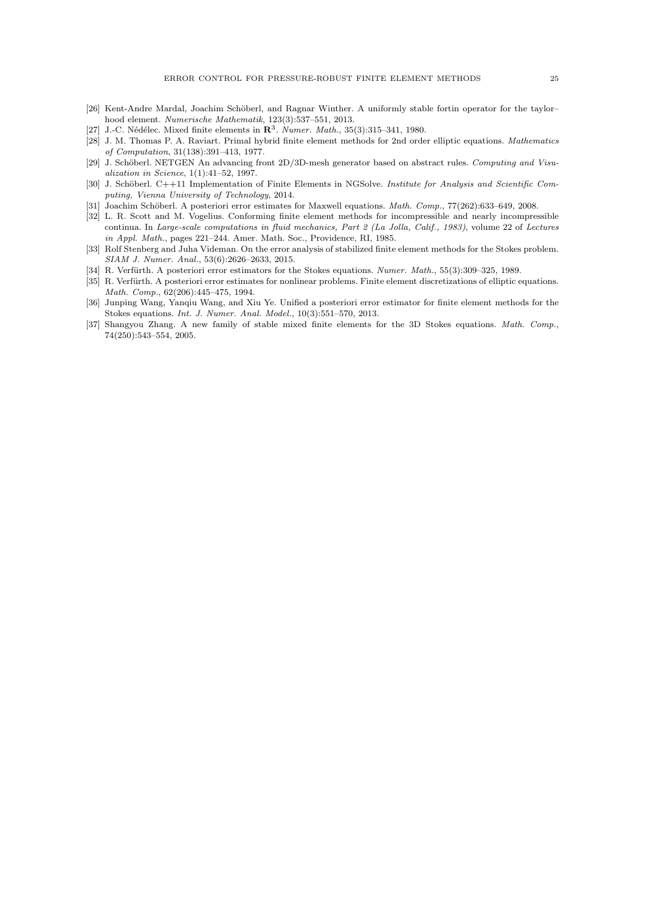[26] Kent-Andre Mardal, Joachim Schöberl, and Ragnar Winther. A uniformly stable fortin operator for the taylor–hood element. *Numerische Mathematik*, 123(3):537–551, 2013.

[27] J.-C. Nédélec. Mixed finite elements in $\mathbf{R}^3$. *Numer. Math.*, 35(3):315–341, 1980.

[28] J. M. Thomas P. A. Raviart. Primal hybrid finite element methods for 2nd order elliptic equations. *Mathematics of Computation*, 31(138):391–413, 1977.

[29] J. Schöberl. NETGEN An advancing front 2D/3D-mesh generator based on abstract rules. *Computing and Visualization in Science*, 1(1):41–52, 1997.

[30] J. Schöberl. C++11 Implementation of Finite Elements in NGSolve. *Institute for Analysis and Scientific Computing, Vienna University of Technology*, 2014.

[31] Joachim Schöberl. A posteriori error estimates for Maxwell equations. *Math. Comp.*, 77(262):633–649, 2008.

[32] L. R. Scott and M. Vogelius. Conforming finite element methods for incompressible and nearly incompressible continua. In *Large-scale computations in fluid mechanics, Part 2 (La Jolla, Calif., 1983)*, volume 22 of *Lectures in Appl. Math.*, pages 221–244. Amer. Math. Soc., Providence, RI, 1985.

[33] Rolf Stenberg and Juha Videman. On the error analysis of stabilized finite element methods for the Stokes problem. *SIAM J. Numer. Anal.*, 53(6):2626–2633, 2015.

[34] R. Verfürth. A posteriori error estimators for the Stokes equations. *Numer. Math.*, 55(3):309–325, 1989.

[35] R. Verfürth. A posteriori error estimates for nonlinear problems. Finite element discretizations of elliptic equations. *Math. Comp.*, 62(206):445–475, 1994.

[36] Junping Wang, Yanqiu Wang, and Xiu Ye. Unified a posteriori error estimator for finite element methods for the Stokes equations. *Int. J. Numer. Anal. Model.*, 10(3):551–570, 2013.

[37] Shangyou Zhang. A new family of stable mixed finite elements for the 3D Stokes equations. *Math. Comp.*, 74(250):543–554, 2005.